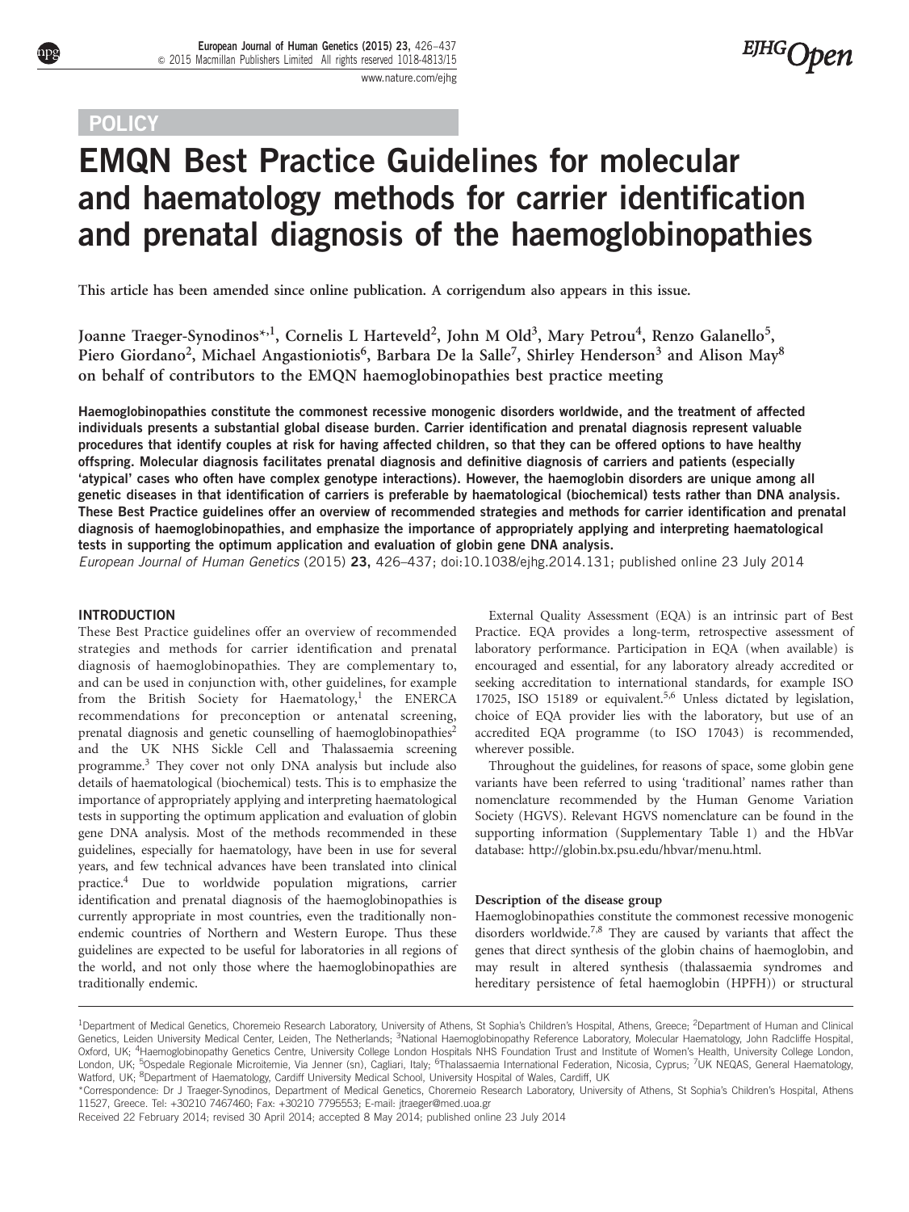POLICY

# EMQN Best Practice Guidelines for molecular and haematology methods for carrier identification and prenatal diagnosis of the haemoglobinopathies

This article has been amended since online publication. A corrigendum also appears in this issue.

Joanne Traeger-Synodinos*[,1], Cornelis L Harteveld[2], John M Old[3], Mary Petrou[4], Renzo Galanello[5], Piero Giordano[2], Michael Angastioniotis[6], Barbara De la Salle[7], Shirley Henderson[3] and Alison May[8] on behalf of contributors to the EMQN haemoglobinopathies best practice meeting

**Haemoglobinopathies constitute the commonest recessive monogenic disorders worldwide, and the treatment of affected individuals presents a substantial global disease burden. Carrier identification and prenatal diagnosis represent valuable procedures that identify couples at risk for having affected children, so that they can be offered options to have healthy offspring. Molecular diagnosis facilitates prenatal diagnosis and definitive diagnosis of carriers and patients (especially 'atypical' cases who often have complex genotype interactions). However, the haemoglobin disorders are unique among all genetic diseases in that identification of carriers is preferable by haematological (biochemical) tests rather than DNA analysis. These Best Practice guidelines offer an overview of recommended strategies and methods for carrier identification and prenatal diagnosis of haemoglobinopathies, and emphasize the importance of appropriately applying and interpreting haematological tests in supporting the optimum application and evaluation of globin gene DNA analysis.**

*European Journal of Human Genetics* (2015) **23,** 426–437; doi:10.1038/ejhg.2014.131; published online 23 July 2014

## INTRODUCTION

These Best Practice guidelines offer an overview of recommended strategies and methods for carrier identification and prenatal diagnosis of haemoglobinopathies. They are complementary to, and can be used in conjunction with, other guidelines, for example from the British Society for Haematology,[1] the ENERCA recommendations for preconception or antenatal screening, prenatal diagnosis and genetic counselling of haemoglobinopathies[2] and the UK NHS Sickle Cell and Thalassaemia screening programme.[3] They cover not only DNA analysis but include also details of haematological (biochemical) tests. This is to emphasize the importance of appropriately applying and interpreting haematological tests in supporting the optimum application and evaluation of globin gene DNA analysis. Most of the methods recommended in these guidelines, especially for haematology, have been in use for several years, and few technical advances have been translated into clinical practice.[4] Due to worldwide population migrations, carrier identification and prenatal diagnosis of the haemoglobinopathies is currently appropriate in most countries, even the traditionally non-endemic countries of Northern and Western Europe. Thus these guidelines are expected to be useful for laboratories in all regions of the world, and not only those where the haemoglobinopathies are traditionally endemic.

External Quality Assessment (EQA) is an intrinsic part of Best Practice. EQA provides a long-term, retrospective assessment of laboratory performance. Participation in EQA (when available) is encouraged and essential, for any laboratory already accredited or seeking accreditation to international standards, for example ISO 17025, ISO 15189 or equivalent.[5,6] Unless dictated by legislation, choice of EQA provider lies with the laboratory, but use of an accredited EQA programme (to ISO 17043) is recommended, wherever possible.

Throughout the guidelines, for reasons of space, some globin gene variants have been referred to using 'traditional' names rather than nomenclature recommended by the Human Genome Variation Society (HGVS). Relevant HGVS nomenclature can be found in the supporting information (Supplementary Table 1) and the HbVar database: http://globin.bx.psu.edu/hbvar/menu.html.

### Description of the disease group

Haemoglobinopathies constitute the commonest recessive monogenic disorders worldwide.[7,8] They are caused by variants that affect the genes that direct synthesis of the globin chains of haemoglobin, and may result in altered synthesis (thalassaemia syndromes and hereditary persistence of fetal haemoglobin (HPFH)) or structural

---

[1]Department of Medical Genetics, Choremeio Research Laboratory, University of Athens, St Sophia's Children's Hospital, Athens, Greece; [2]Department of Human and Clinical Genetics, Leiden University Medical Center, Leiden, The Netherlands; [3]National Haemoglobinopathy Reference Laboratory, Molecular Haematology, John Radcliffe Hospital, Oxford, UK; [4]Haemoglobinopathy Genetics Centre, University College London Hospitals NHS Foundation Trust and Institute of Women's Health, University College London, London, UK; [5]Ospedale Regionale Microitemie, Via Jenner (sn), Cagliari, Italy; [6]Thalassaemia International Federation, Nicosia, Cyprus; [7]UK NEQAS, General Haematology, Watford, UK; [8]Department of Haematology, Cardiff University Medical School, University Hospital of Wales, Cardiff, UK

*Correspondence: Dr J Traeger-Synodinos, Department of Medical Genetics, Choremeio Research Laboratory, University of Athens, St Sophia's Children's Hospital, Athens 11527, Greece. Tel: +30210 7467460; Fax: +30210 7795553; E-mail: jtraeger@med.uoa.gr

Received 22 February 2014; revised 30 April 2014; accepted 8 May 2014; published online 23 July 2014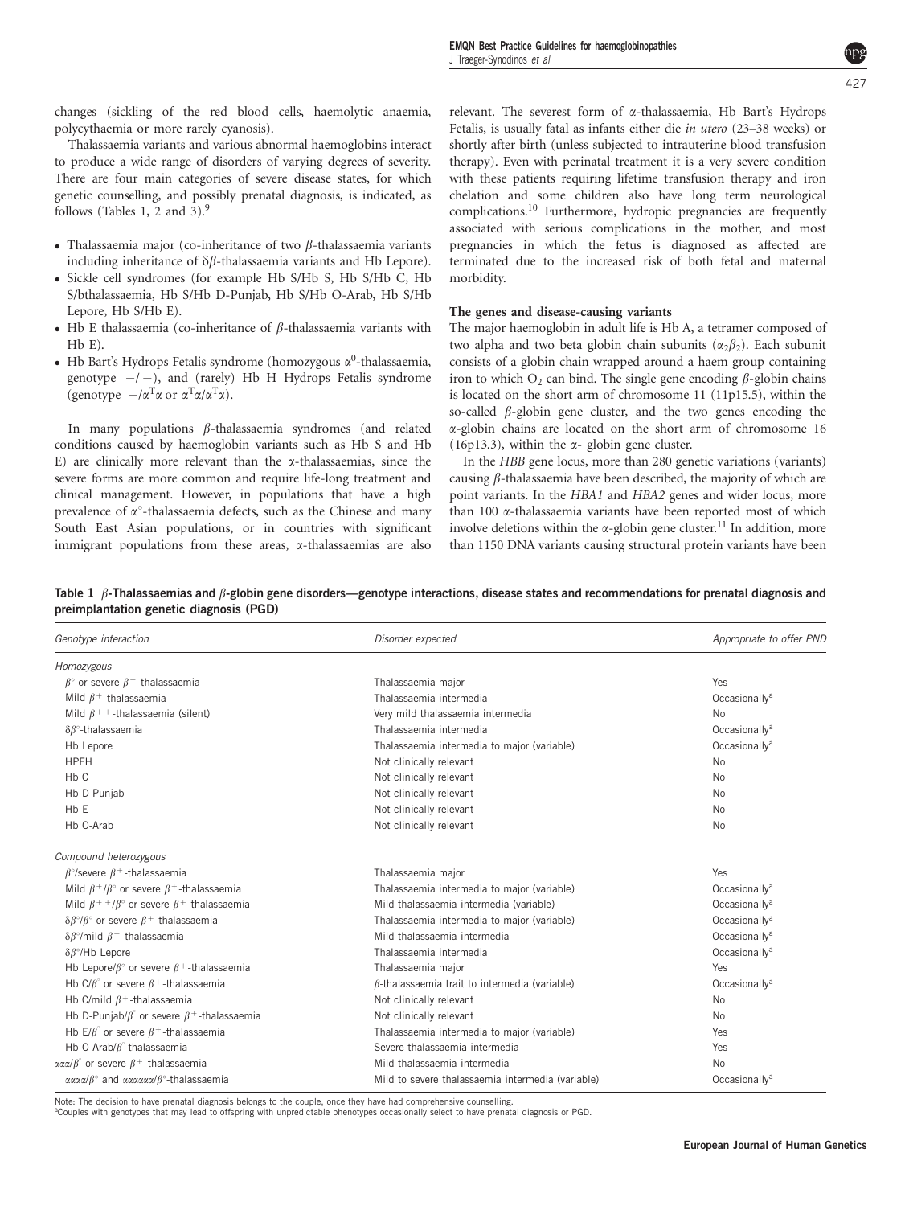changes (sickling of the red blood cells, haemolytic anaemia, polycythaemia or more rarely cyanosis).

Thalassaemia variants and various abnormal haemoglobins interact to produce a wide range of disorders of varying degrees of severity. There are four main categories of severe disease states, for which genetic counselling, and possibly prenatal diagnosis, is indicated, as follows (Tables 1, 2 and 3).[9]

- Thalassaemia major (co-inheritance of two $\beta$-thalassaemia variants including inheritance of $\delta\beta$-thalassaemia variants and Hb Lepore).
- Sickle cell syndromes (for example Hb S/Hb S, Hb S/Hb C, Hb S/bthalassaemia, Hb S/Hb D-Punjab, Hb S/Hb O-Arab, Hb S/Hb Lepore, Hb S/Hb E).
- Hb E thalassaemia (co-inheritance of $\beta$-thalassaemia variants with Hb E).
- Hb Bart's Hydrops Fetalis syndrome (homozygous $\alpha^0$-thalassaemia, genotype $-/-$), and (rarely) Hb H Hydrops Fetalis syndrome (genotype $-/\alpha^T\alpha$ or $\alpha^T\alpha/\alpha^T\alpha$).

In many populations $\beta$-thalassaemia syndromes (and related conditions caused by haemoglobin variants such as Hb S and Hb E) are clinically more relevant than the $\alpha$-thalassaemias, since the severe forms are more common and require life-long treatment and clinical management. However, in populations that have a high prevalence of $\alpha^{\circ}$-thalassaemia defects, such as the Chinese and many South East Asian populations, or in countries with significant immigrant populations from these areas, $\alpha$-thalassaemias are also relevant. The severest form of $\alpha$-thalassaemia, Hb Bart's Hydrops Fetalis, is usually fatal as infants either die *in utero* (23–38 weeks) or shortly after birth (unless subjected to intrauterine blood transfusion therapy). Even with perinatal treatment it is a very severe condition with these patients requiring lifetime transfusion therapy and iron chelation and some children also have long term neurological complications.[10] Furthermore, hydropic pregnancies are frequently associated with serious complications in the mother, and most pregnancies in which the fetus is diagnosed as affected are terminated due to the increased risk of both fetal and maternal morbidity.

### The genes and disease-causing variants

The major haemoglobin in adult life is Hb A, a tetramer composed of two alpha and two beta globin chain subunits ($\alpha_2\beta_2$). Each subunit consists of a globin chain wrapped around a haem group containing iron to which $O_2$ can bind. The single gene encoding $\beta$-globin chains is located on the short arm of chromosome 11 (11p15.5), within the so-called $\beta$-globin gene cluster, and the two genes encoding the $\alpha$-globin chains are located on the short arm of chromosome 16 (16p13.3), within the $\alpha$- globin gene cluster.

In the *HBB* gene locus, more than 280 genetic variations (variants) causing $\beta$-thalassaemia have been described, the majority of which are point variants. In the *HBA1* and *HBA2* genes and wider locus, more than 100 $\alpha$-thalassaemia variants have been reported most of which involve deletions within the $\alpha$-globin gene cluster.[11] In addition, more than 1150 DNA variants causing structural protein variants have been

**Table 1** $\beta$-Thalassaemias and $\beta$-globin gene disorders—genotype interactions, disease states and recommendations for prenatal diagnosis and preimplantation genetic diagnosis (PGD)

| *Genotype interaction* | *Disorder expected* | *Appropriate to offer PND* |
|---|---|---|
| *Homozygous* | | |
| $\beta^{\circ}$ or severe $\beta^{+}$-thalassaemia | Thalassaemia major | Yes |
| Mild $\beta^{+}$-thalassaemia | Thalassaemia intermedia | Occasionally[a] |
| Mild $\beta^{++}$-thalassaemia (silent) | Very mild thalassaemia intermedia | No |
| $\delta\beta^{\circ}$-thalassaemia | Thalassaemia intermedia | Occasionally[a] |
| Hb Lepore | Thalassaemia intermedia to major (variable) | Occasionally[a] |
| HPFH | Not clinically relevant | No |
| Hb C | Not clinically relevant | No |
| Hb D-Punjab | Not clinically relevant | No |
| Hb E | Not clinically relevant | No |
| Hb O-Arab | Not clinically relevant | No |
| *Compound heterozygous* | | |
| $\beta^{\circ}$/severe $\beta^{+}$-thalassaemia | Thalassaemia major | Yes |
| Mild $\beta^{+}/\beta^{\circ}$ or severe $\beta^{+}$-thalassaemia | Thalassaemia intermedia to major (variable) | Occasionally[a] |
| Mild $\beta^{++}/\beta^{\circ}$ or severe $\beta^{+}$-thalassaemia | Mild thalassaemia intermedia (variable) | Occasionally[a] |
| $\delta\beta^{\circ}/\beta^{\circ}$ or severe $\beta^{+}$-thalassaemia | Thalassaemia intermedia to major (variable) | Occasionally[a] |
| $\delta\beta^{\circ}$/mild $\beta^{+}$-thalassaemia | Mild thalassaemia intermedia | Occasionally[a] |
| $\delta\beta^{\circ}$/Hb Lepore | Thalassaemia intermedia | Occasionally[a] |
| Hb Lepore/$\beta^{\circ}$ or severe $\beta^{+}$-thalassaemia | Thalassaemia major | Yes |
| Hb C/$\beta^{\circ}$ or severe $\beta^{+}$-thalassaemia | $\beta$-thalassaemia trait to intermedia (variable) | Occasionally[a] |
| Hb C/mild $\beta^{+}$-thalassaemia | Not clinically relevant | No |
| Hb D-Punjab/$\beta^{\circ}$ or severe $\beta^{+}$-thalassaemia | Not clinically relevant | No |
| Hb E/$\beta^{\circ}$ or severe $\beta^{+}$-thalassaemia | Thalassaemia intermedia to major (variable) | Yes |
| Hb O-Arab/$\beta^{\circ}$-thalassaemia | Severe thalassaemia intermedia | Yes |
| $\alpha\alpha\alpha/\beta^{\circ}$ or severe $\beta^{+}$-thalassaemia | Mild thalassaemia intermedia | No |
| $\alpha\alpha\alpha\alpha/\beta^{\circ}$ and $\alpha\alpha\alpha\alpha\alpha\alpha/\beta^{\circ}$-thalassaemia | Mild to severe thalassaemia intermedia (variable) | Occasionally[a] |

Note: The decision to have prenatal diagnosis belongs to the couple, once they have had comprehensive counselling.
[a]Couples with genotypes that may lead to offspring with unpredictable phenotypes occasionally select to have prenatal diagnosis or PGD.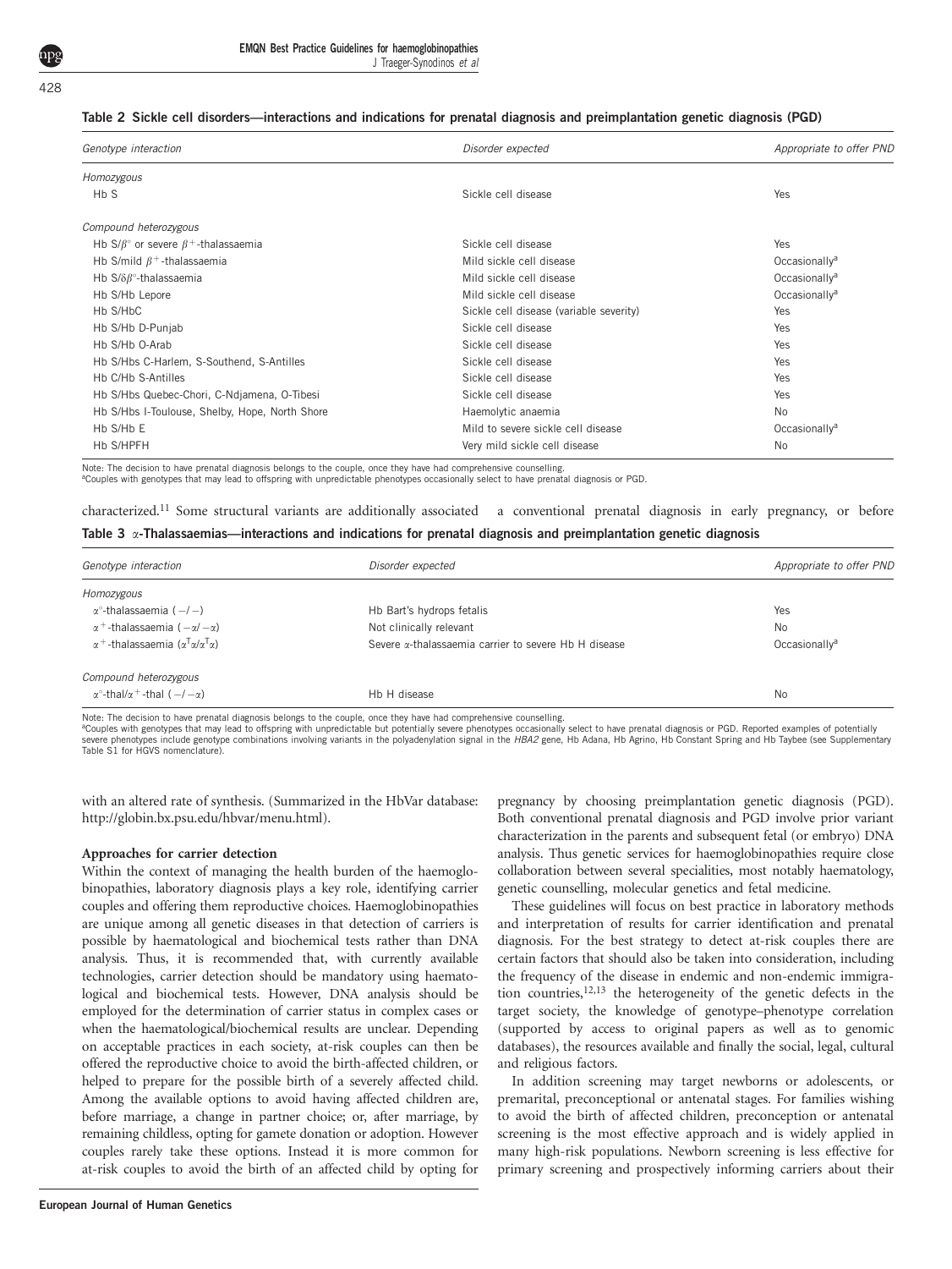**Table 2 Sickle cell disorders—interactions and indications for prenatal diagnosis and preimplantation genetic diagnosis (PGD)**

| Genotype interaction | Disorder expected | Appropriate to offer PND |
|---|---|---|
| *Homozygous* | | |
| Hb S | Sickle cell disease | Yes |
| *Compound heterozygous* | | |
| Hb S/$\beta^{\circ}$ or severe $\beta^{+}$-thalassaemia | Sickle cell disease | Yes |
| Hb S/mild $\beta^{+}$-thalassaemia | Mild sickle cell disease | Occasionally[a] |
| Hb S/$\delta\beta^{\circ}$-thalassaemia | Mild sickle cell disease | Occasionally[a] |
| Hb S/Hb Lepore | Mild sickle cell disease | Occasionally[a] |
| Hb S/HbC | Sickle cell disease (variable severity) | Yes |
| Hb S/Hb D-Punjab | Sickle cell disease | Yes |
| Hb S/Hb O-Arab | Sickle cell disease | Yes |
| Hb S/Hbs C-Harlem, S-Southend, S-Antilles | Sickle cell disease | Yes |
| Hb C/Hb S-Antilles | Sickle cell disease | Yes |
| Hb S/Hbs Quebec-Chori, C-Ndjamena, O-Tibesi | Sickle cell disease | Yes |
| Hb S/Hbs I-Toulouse, Shelby, Hope, North Shore | Haemolytic anaemia | No |
| Hb S/Hb E | Mild to severe sickle cell disease | Occasionally[a] |
| Hb S/HPFH | Very mild sickle cell disease | No |

Note: The decision to have prenatal diagnosis belongs to the couple, once they have had comprehensive counselling.
[a]Couples with genotypes that may lead to offspring with unpredictable phenotypes occasionally select to have prenatal diagnosis or PGD.

**Table 3 $\alpha$-Thalassaemias—interactions and indications for prenatal diagnosis and preimplantation genetic diagnosis**

| Genotype interaction | Disorder expected | Appropriate to offer PND |
|---|---|---|
| *Homozygous* | | |
| $\alpha^{\circ}$-thalassaemia ($--/--$) | Hb Bart's hydrops fetalis | Yes |
| $\alpha^{+}$-thalassaemia ($-\alpha/-\alpha$) | Not clinically relevant | No |
| $\alpha^{+}$-thalassaemia ($\alpha^{T}\alpha/\alpha^{T}\alpha$) | Severe $\alpha$-thalassaemia carrier to severe Hb H disease | Occasionally[a] |
| *Compound heterozygous* | | |
| $\alpha^{\circ}$-thal/$\alpha^{+}$-thal ($--/-\alpha$) | Hb H disease | No |

Note: The decision to have prenatal diagnosis belongs to the couple, once they have had comprehensive counselling.
[a]Couples with genotypes that may lead to offspring with unpredictable but potentially severe phenotypes occasionally select to have prenatal diagnosis or PGD. Reported examples of potentially severe phenotypes include genotype combinations involving variants in the polyadenylation signal in the *HBA2* gene, Hb Adana, Hb Agrino, Hb Constant Spring and Hb Taybee (see Supplementary Table S1 for HGVS nomenclature).

characterized.[11] Some structural variants are additionally associated with an altered rate of synthesis. (Summarized in the HbVar database: http://globin.bx.psu.edu/hbvar/menu.html).

### Approaches for carrier detection

Within the context of managing the health burden of the haemoglobinopathies, laboratory diagnosis plays a key role, identifying carrier couples and offering them reproductive choices. Haemoglobinopathies are unique among all genetic diseases in that detection of carriers is possible by haematological and biochemical tests rather than DNA analysis. Thus, it is recommended that, with currently available technologies, carrier detection should be mandatory using haematological and biochemical tests. However, DNA analysis should be employed for the determination of carrier status in complex cases or when the haematological/biochemical results are unclear. Depending on acceptable practices in each society, at-risk couples can then be offered the reproductive choice to avoid the birth-affected children, or helped to prepare for the possible birth of a severely affected child. Among the available options to avoid having affected children are, before marriage, a change in partner choice; or, after marriage, by remaining childless, opting for gamete donation or adoption. However couples rarely take these options. Instead it is more common for at-risk couples to avoid the birth of an affected child by opting for a conventional prenatal diagnosis in early pregnancy, or before pregnancy by choosing preimplantation genetic diagnosis (PGD). Both conventional prenatal diagnosis and PGD involve prior variant characterization in the parents and subsequent fetal (or embryo) DNA analysis. Thus genetic services for haemoglobinopathies require close collaboration between several specialities, most notably haematology, genetic counselling, molecular genetics and fetal medicine.

These guidelines will focus on best practice in laboratory methods and interpretation of results for carrier identification and prenatal diagnosis. For the best strategy to detect at-risk couples there are certain factors that should also be taken into consideration, including the frequency of the disease in endemic and non-endemic immigration countries,[12,13] the heterogeneity of the genetic defects in the target society, the knowledge of genotype–phenotype correlation (supported by access to original papers as well as to genomic databases), the resources available and finally the social, legal, cultural and religious factors.

In addition screening may target newborns or adolescents, or premarital, preconceptional or antenatal stages. For families wishing to avoid the birth of affected children, preconception or antenatal screening is the most effective approach and is widely applied in many high-risk populations. Newborn screening is less effective for primary screening and prospectively informing carriers about their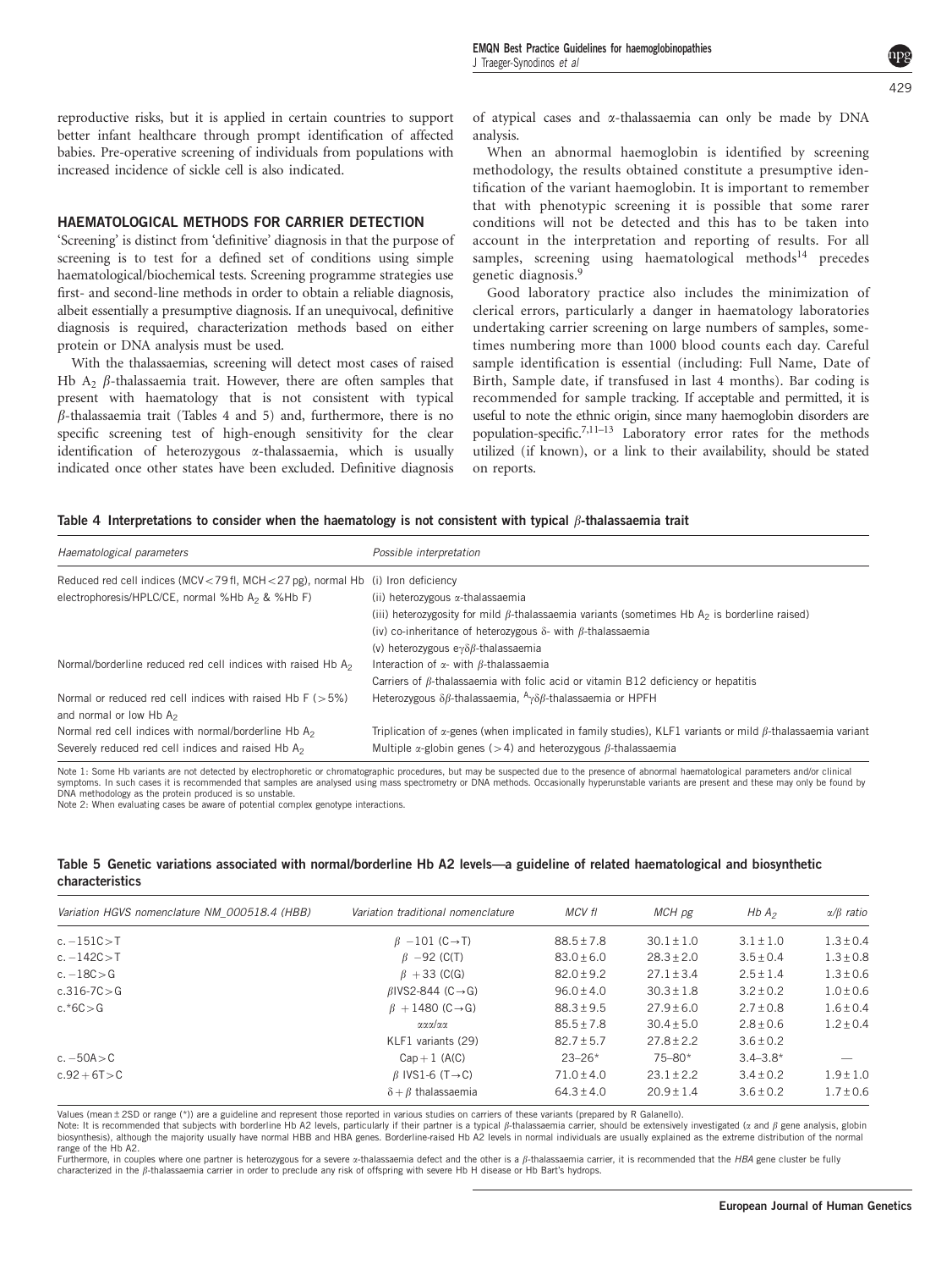reproductive risks, but it is applied in certain countries to support better infant healthcare through prompt identification of affected babies. Pre-operative screening of individuals from populations with increased incidence of sickle cell is also indicated.

## HAEMATOLOGICAL METHODS FOR CARRIER DETECTION

'Screening' is distinct from 'definitive' diagnosis in that the purpose of screening is to test for a defined set of conditions using simple haematological/biochemical tests. Screening programme strategies use first- and second-line methods in order to obtain a reliable diagnosis, albeit essentially a presumptive diagnosis. If an unequivocal, definitive diagnosis is required, characterization methods based on either protein or DNA analysis must be used.

With the thalassaemias, screening will detect most cases of raised Hb $A_2$ *β*-thalassaemia trait. However, there are often samples that present with haematology that is not consistent with typical *β*-thalassaemia trait (Tables 4 and 5) and, furthermore, there is no specific screening test of high-enough sensitivity for the clear identification of heterozygous α-thalassaemia, which is usually indicated once other states have been excluded. Definitive diagnosis of atypical cases and α-thalassaemia can only be made by DNA analysis.

When an abnormal haemoglobin is identified by screening methodology, the results obtained constitute a presumptive identification of the variant haemoglobin. It is important to remember that with phenotypic screening it is possible that some rarer conditions will not be detected and this has to be taken into account in the interpretation and reporting of results. For all samples, screening using haematological methods[14] precedes genetic diagnosis.[9]

Good laboratory practice also includes the minimization of clerical errors, particularly a danger in haematology laboratories undertaking carrier screening on large numbers of samples, sometimes numbering more than 1000 blood counts each day. Careful sample identification is essential (including: Full Name, Date of Birth, Sample date, if transfused in last 4 months). Bar coding is recommended for sample tracking. If acceptable and permitted, it is useful to note the ethnic origin, since many haemoglobin disorders are population-specific.[7,11–13] Laboratory error rates for the methods utilized (if known), or a link to their availability, should be stated on reports.

**Table 4 Interpretations to consider when the haematology is not consistent with typical *β*-thalassaemia trait**

| *Haematological parameters* | *Possible interpretation* |
|---|---|
| Reduced red cell indices (MCV<79 fl, MCH<27 pg), normal Hb electrophoresis/HPLC/CE, normal %Hb $A_2$ & %Hb F) | (i) Iron deficiency |
| | (ii) heterozygous α-thalassaemia |
| | (iii) heterozygosity for mild *β*-thalassaemia variants (sometimes Hb $A_2$ is borderline raised) |
| | (iv) co-inheritance of heterozygous δ- with *β*-thalassaemia |
| | (v) heterozygous eγδβ-thalassaemia |
| Normal/borderline reduced red cell indices with raised Hb $A_2$ | Interaction of α- with *β*-thalassaemia |
| | Carriers of *β*-thalassaemia with folic acid or vitamin B12 deficiency or hepatitis |
| Normal or reduced red cell indices with raised Hb F (>5%) and normal or low Hb $A_2$ | Heterozygous δβ-thalassaemia, $^{A}γδβ$-thalassaemia or HPFH |
| Normal red cell indices with normal/borderline Hb $A_2$ | Triplication of α-genes (when implicated in family studies), KLF1 variants or mild *β*-thalassaemia variant |
| Severely reduced red cell indices and raised Hb $A_2$ | Multiple α-globin genes (>4) and heterozygous *β*-thalassaemia |

Note 1: Some Hb variants are not detected by electrophoretic or chromatographic procedures, but may be suspected due to the presence of abnormal haematological parameters and/or clinical symptoms. In such cases it is recommended that samples are analysed using mass spectrometry or DNA methods. Occasionally hyperunstable variants are present and these may only be found by DNA methodology as the protein produced is so unstable.
Note 2: When evaluating cases be aware of potential complex genotype interactions.

**Table 5 Genetic variations associated with normal/borderline Hb A2 levels—a guideline of related haematological and biosynthetic characteristics**

| *Variation HGVS nomenclature NM_000518.4 (HBB)* | *Variation traditional nomenclature* | *MCV fl* | *MCH pg* | *Hb $A_2$* | *α/β ratio* |
|---|---|---|---|---|---|
| c. −151C>T | β −101 (C→T) | 88.5±7.8 | 30.1±1.0 | 3.1±1.0 | 1.3±0.4 |
| c. −142C>T | β −92 (C(T) | 83.0±6.0 | 28.3±2.0 | 3.5±0.4 | 1.3±0.8 |
| c. −18C>G | β +33 (C(G) | 82.0±9.2 | 27.1±3.4 | 2.5±1.4 | 1.3±0.6 |
| c.316-7C>G | βIVS2-844 (C→G) | 96.0±4.0 | 30.3±1.8 | 3.2±0.2 | 1.0±0.6 |
| c.*6C>G | β +1480 (C→G) | 88.3±9.5 | 27.9±6.0 | 2.7±0.8 | 1.6±0.4 |
| | ααα/αα | 85.5±7.8 | 30.4±5.0 | 2.8±0.6 | 1.2±0.4 |
| | KLF1 variants (29) | 82.7±5.7 | 27.8±2.2 | 3.6±0.2 | |
| c. −50A>C | Cap+1 (A(C) | 23–26* | 75–80* | 3.4–3.8* | — |
| c.92+6T>C | β IVS1-6 (T→C) | 71.0±4.0 | 23.1±2.2 | 3.4±0.2 | 1.9±1.0 |
| | δ+β thalassaemia | 64.3±4.0 | 20.9±1.4 | 3.6±0.2 | 1.7±0.6 |

Values (mean±2SD or range (*)) are a guideline and represent those reported in various studies on carriers of these variants (prepared by R Galanello).
Note: It is recommended that subjects with borderline Hb A2 levels, particularly if their partner is a typical *β*-thalassaemia carrier, should be extensively investigated (α and *β* gene analysis, globin biosynthesis), although the majority usually have normal HBB and HBA genes. Borderline-raised Hb A2 levels in normal individuals are usually explained as the extreme distribution of the normal range of the Hb A2.
Furthermore, in couples where one partner is heterozygous for a severe α-thalassaemia defect and the other is a *β*-thalassaemia carrier, it is recommended that the *HBA* gene cluster be fully characterized in the *β*-thalassaemia carrier in order to preclude any risk of offspring with severe Hb H disease or Hb Bart's hydrops.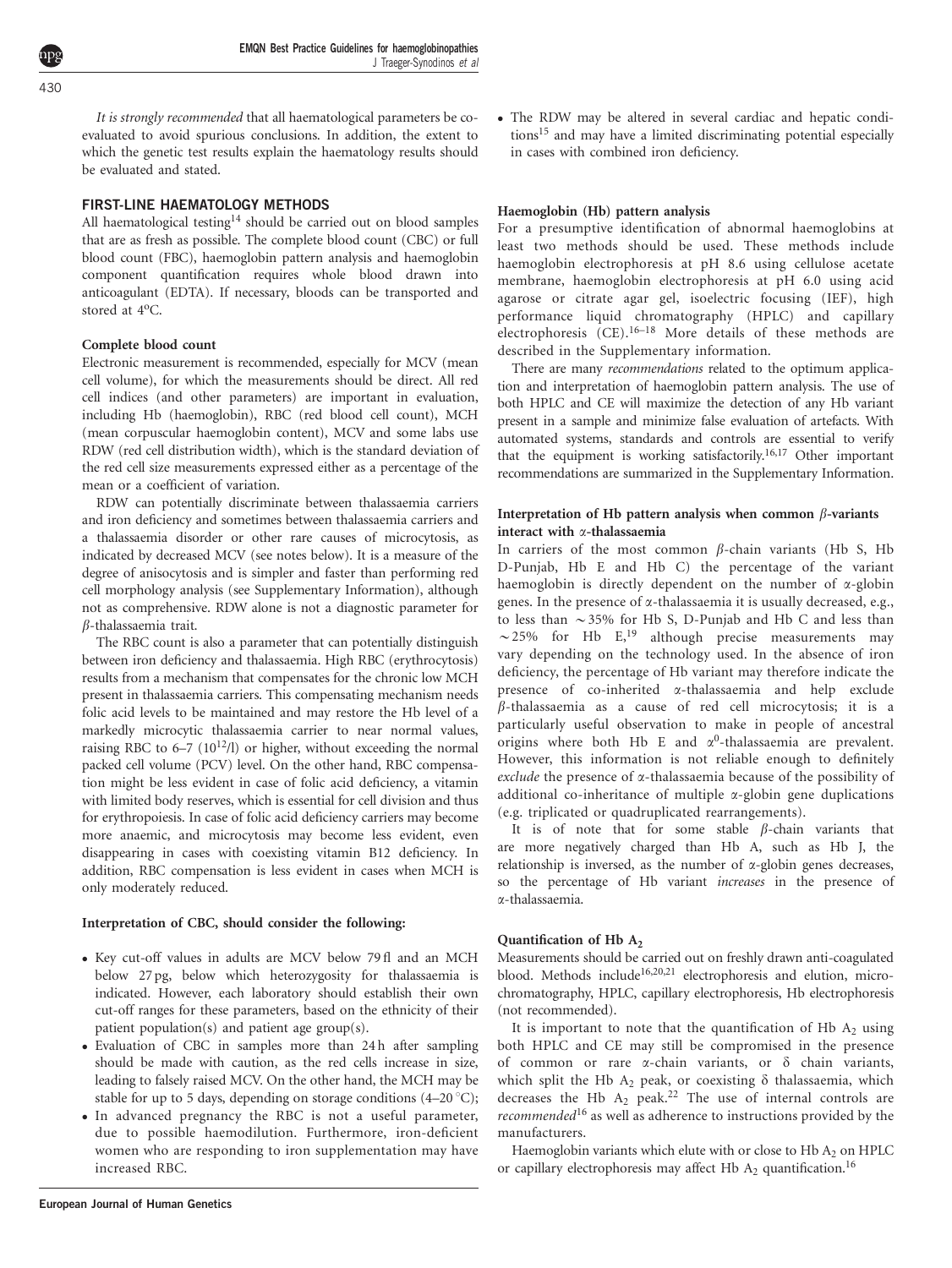*It is strongly recommended* that all haematological parameters be co-evaluated to avoid spurious conclusions. In addition, the extent to which the genetic test results explain the haematology results should be evaluated and stated.

## FIRST-LINE HAEMATOLOGY METHODS

All haematological testing[14] should be carried out on blood samples that are as fresh as possible. The complete blood count (CBC) or full blood count (FBC), haemoglobin pattern analysis and haemoglobin component quantification requires whole blood drawn into anticoagulant (EDTA). If necessary, bloods can be transported and stored at 4°C.

### Complete blood count

Electronic measurement is recommended, especially for MCV (mean cell volume), for which the measurements should be direct. All red cell indices (and other parameters) are important in evaluation, including Hb (haemoglobin), RBC (red blood cell count), MCH (mean corpuscular haemoglobin content), MCV and some labs use RDW (red cell distribution width), which is the standard deviation of the red cell size measurements expressed either as a percentage of the mean or a coefficient of variation.

RDW can potentially discriminate between thalassaemia carriers and iron deficiency and sometimes between thalassaemia carriers and a thalassaemia disorder or other rare causes of microcytosis, as indicated by decreased MCV (see notes below). It is a measure of the degree of anisocytosis and is simpler and faster than performing red cell morphology analysis (see Supplementary Information), although not as comprehensive. RDW alone is not a diagnostic parameter for $\beta$-thalassaemia trait.

The RBC count is also a parameter that can potentially distinguish between iron deficiency and thalassaemia. High RBC (erythrocytosis) results from a mechanism that compensates for the chronic low MCH present in thalassaemia carriers. This compensating mechanism needs folic acid levels to be maintained and may restore the Hb level of a markedly microcytic thalassaemia carrier to near normal values, raising RBC to 6–7 ($10^{12}$/l) or higher, without exceeding the normal packed cell volume (PCV) level. On the other hand, RBC compensation might be less evident in case of folic acid deficiency, a vitamin with limited body reserves, which is essential for cell division and thus for erythropoiesis. In case of folic acid deficiency carriers may become more anaemic, and microcytosis may become less evident, even disappearing in cases with coexisting vitamin B12 deficiency. In addition, RBC compensation is less evident in cases when MCH is only moderately reduced.

### Interpretation of CBC, should consider the following:

- Key cut-off values in adults are MCV below 79 fl and an MCH below 27 pg, below which heterozygosity for thalassaemia is indicated. However, each laboratory should establish their own cut-off ranges for these parameters, based on the ethnicity of their patient population(s) and patient age group(s).
- Evaluation of CBC in samples more than 24 h after sampling should be made with caution, as the red cells increase in size, leading to falsely raised MCV. On the other hand, the MCH may be stable for up to 5 days, depending on storage conditions (4–20 °C);
- In advanced pregnancy the RBC is not a useful parameter, due to possible haemodilution. Furthermore, iron-deficient women who are responding to iron supplementation may have increased RBC.
- The RDW may be altered in several cardiac and hepatic conditions[15] and may have a limited discriminating potential especially in cases with combined iron deficiency.

### Haemoglobin (Hb) pattern analysis

For a presumptive identification of abnormal haemoglobins at least two methods should be used. These methods include haemoglobin electrophoresis at pH 8.6 using cellulose acetate membrane, haemoglobin electrophoresis at pH 6.0 using acid agarose or citrate agar gel, isoelectric focusing (IEF), high performance liquid chromatography (HPLC) and capillary electrophoresis (CE).[16–18] More details of these methods are described in the Supplementary information.

There are many *recommendations* related to the optimum application and interpretation of haemoglobin pattern analysis. The use of both HPLC and CE will maximize the detection of any Hb variant present in a sample and minimize false evaluation of artefacts. With automated systems, standards and controls are essential to verify that the equipment is working satisfactorily.[16,17] Other important recommendations are summarized in the Supplementary Information.

### Interpretation of Hb pattern analysis when common $\beta$-variants interact with $\alpha$-thalassaemia

In carriers of the most common $\beta$-chain variants (Hb S, Hb D-Punjab, Hb E and Hb C) the percentage of the variant haemoglobin is directly dependent on the number of $\alpha$-globin genes. In the presence of $\alpha$-thalassaemia it is usually decreased, e.g., to less than ~35% for Hb S, D-Punjab and Hb C and less than ~25% for Hb E,[19] although precise measurements may vary depending on the technology used. In the absence of iron deficiency, the percentage of Hb variant may therefore indicate the presence of co-inherited $\alpha$-thalassaemia and help exclude $\beta$-thalassaemia as a cause of red cell microcytosis; it is a particularly useful observation to make in people of ancestral origins where both Hb E and $\alpha^0$-thalassaemia are prevalent. However, this information is not reliable enough to definitely *exclude* the presence of $\alpha$-thalassaemia because of the possibility of additional co-inheritance of multiple $\alpha$-globin gene duplications (e.g. triplicated or quadruplicated rearrangements).

It is of note that for some stable $\beta$-chain variants that are more negatively charged than Hb A, such as Hb J, the relationship is inversed, as the number of $\alpha$-globin genes decreases, so the percentage of Hb variant *increases* in the presence of $\alpha$-thalassaemia.

### Quantification of Hb $A_2$

Measurements should be carried out on freshly drawn anti-coagulated blood. Methods include[16,20,21] electrophoresis and elution, micro-chromatography, HPLC, capillary electrophoresis, Hb electrophoresis (not recommended).

It is important to note that the quantification of Hb $A_2$ using both HPLC and CE may still be compromised in the presence of common or rare $\alpha$-chain variants, or $\delta$ chain variants, which split the Hb $A_2$ peak, or coexisting $\delta$ thalassaemia, which decreases the Hb $A_2$ peak.[22] The use of internal controls are *recommended*[16] as well as adherence to instructions provided by the manufacturers.

Haemoglobin variants which elute with or close to Hb $A_2$ on HPLC or capillary electrophoresis may affect Hb $A_2$ quantification.[16]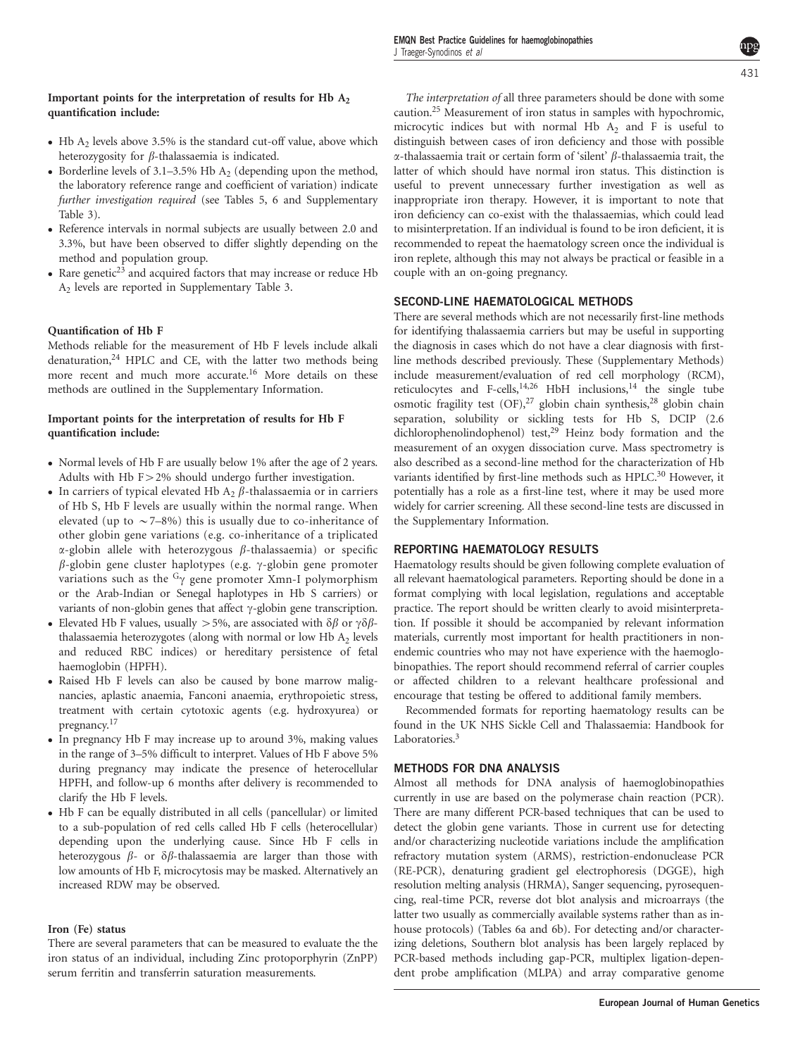**Important points for the interpretation of results for Hb $A_2$ quantification include:**

- Hb $A_2$ levels above 3.5% is the standard cut-off value, above which heterozygosity for $\beta$-thalassaemia is indicated.
- Borderline levels of 3.1–3.5% Hb $A_2$ (depending upon the method, the laboratory reference range and coefficient of variation) indicate *further investigation required* (see Tables 5, 6 and Supplementary Table 3).
- Reference intervals in normal subjects are usually between 2.0 and 3.3%, but have been observed to differ slightly depending on the method and population group.
- Rare genetic[23] and acquired factors that may increase or reduce Hb $A_2$ levels are reported in Supplementary Table 3.

**Quantification of Hb F**

Methods reliable for the measurement of Hb F levels include alkali denaturation,[24] HPLC and CE, with the latter two methods being more recent and much more accurate.[16] More details on these methods are outlined in the Supplementary Information.

**Important points for the interpretation of results for Hb F quantification include:**

- Normal levels of Hb F are usually below 1% after the age of 2 years. Adults with Hb F > 2% should undergo further investigation.
- In carriers of typical elevated Hb $A_2$ $\beta$-thalassaemia or in carriers of Hb S, Hb F levels are usually within the normal range. When elevated (up to ~7–8%) this is usually due to co-inheritance of other globin gene variations (e.g. co-inheritance of a triplicated $\alpha$-globin allele with heterozygous $\beta$-thalassaemia) or specific $\beta$-globin gene cluster haplotypes (e.g. $\gamma$-globin gene promoter variations such as the $^{G}\gamma$ gene promoter Xmn-I polymorphism or the Arab-Indian or Senegal haplotypes in Hb S carriers) or variants of non-globin genes that affect $\gamma$-globin gene transcription.
- Elevated Hb F values, usually > 5%, are associated with $\delta\beta$ or $\gamma\delta\beta$-thalassaemia heterozygotes (along with normal or low Hb $A_2$ levels and reduced RBC indices) or hereditary persistence of fetal haemoglobin (HPFH).
- Raised Hb F levels can also be caused by bone marrow malignancies, aplastic anaemia, Fanconi anaemia, erythropoietic stress, treatment with certain cytotoxic agents (e.g. hydroxyurea) or pregnancy.[17]
- In pregnancy Hb F may increase up to around 3%, making values in the range of 3–5% difficult to interpret. Values of Hb F above 5% during pregnancy may indicate the presence of heterocellular HPFH, and follow-up 6 months after delivery is recommended to clarify the Hb F levels.
- Hb F can be equally distributed in all cells (pancellular) or limited to a sub-population of red cells called Hb F cells (heterocellular) depending upon the underlying cause. Since Hb F cells in heterozygous $\beta$- or $\delta\beta$-thalassaemia are larger than those with low amounts of Hb F, microcytosis may be masked. Alternatively an increased RDW may be observed.

**Iron (Fe) status**

There are several parameters that can be measured to evaluate the the iron status of an individual, including Zinc protoporphyrin (ZnPP) serum ferritin and transferrin saturation measurements.

*The interpretation of* all three parameters should be done with some caution.[25] Measurement of iron status in samples with hypochromic, microcytic indices but with normal Hb $A_2$ and F is useful to distinguish between cases of iron deficiency and those with possible $\alpha$-thalassaemia trait or certain form of 'silent' $\beta$-thalassaemia trait, the latter of which should have normal iron status. This distinction is useful to prevent unnecessary further investigation as well as inappropriate iron therapy. However, it is important to note that iron deficiency can co-exist with the thalassaemias, which could lead to misinterpretation. If an individual is found to be iron deficient, it is recommended to repeat the haematology screen once the individual is iron replete, although this may not always be practical or feasible in a couple with an on-going pregnancy.

## SECOND-LINE HAEMATOLOGICAL METHODS

There are several methods which are not necessarily first-line methods for identifying thalassaemia carriers but may be useful in supporting the diagnosis in cases which do not have a clear diagnosis with first-line methods described previously. These (Supplementary Methods) include measurement/evaluation of red cell morphology (RCM), reticulocytes and F-cells,[14,26] HbH inclusions,[14] the single tube osmotic fragility test (OF),[27] globin chain synthesis,[28] globin chain separation, solubility or sickling tests for Hb S, DCIP (2.6 dichlorophenolindophenol) test,[29] Heinz body formation and the measurement of an oxygen dissociation curve. Mass spectrometry is also described as a second-line method for the characterization of Hb variants identified by first-line methods such as HPLC.[30] However, it potentially has a role as a first-line test, where it may be used more widely for carrier screening. All these second-line tests are discussed in the Supplementary Information.

## REPORTING HAEMATOLOGY RESULTS

Haematology results should be given following complete evaluation of all relevant haematological parameters. Reporting should be done in a format complying with local legislation, regulations and acceptable practice. The report should be written clearly to avoid misinterpretation. If possible it should be accompanied by relevant information materials, currently most important for health practitioners in non-endemic countries who may not have experience with the haemoglobinopathies. The report should recommend referral of carrier couples or affected children to a relevant healthcare professional and encourage that testing be offered to additional family members.

Recommended formats for reporting haematology results can be found in the UK NHS Sickle Cell and Thalassaemia: Handbook for Laboratories.[3]

## METHODS FOR DNA ANALYSIS

Almost all methods for DNA analysis of haemoglobinopathies currently in use are based on the polymerase chain reaction (PCR). There are many different PCR-based techniques that can be used to detect the globin gene variants. Those in current use for detecting and/or characterizing nucleotide variations include the amplification refractory mutation system (ARMS), restriction-endonuclease PCR (RE-PCR), denaturing gradient gel electrophoresis (DGGE), high resolution melting analysis (HRMA), Sanger sequencing, pyrosequencing, real-time PCR, reverse dot blot analysis and microarrays (the latter two usually as commercially available systems rather than as in-house protocols) (Tables 6a and 6b). For detecting and/or characterizing deletions, Southern blot analysis has been largely replaced by PCR-based methods including gap-PCR, multiplex ligation-dependent probe amplification (MLPA) and array comparative genome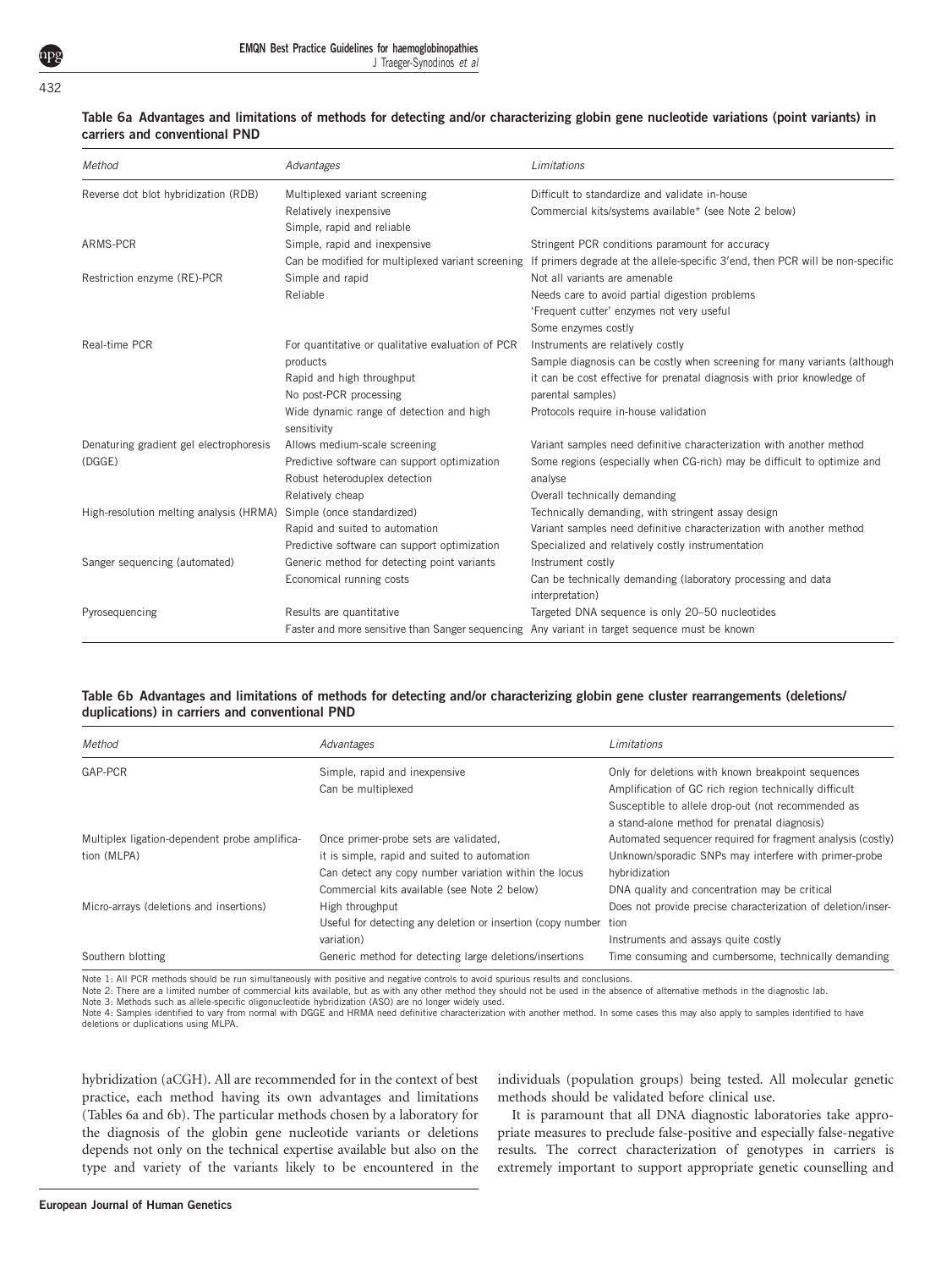**Table 6a Advantages and limitations of methods for detecting and/or characterizing globin gene nucleotide variations (point variants) in carriers and conventional PND**

| *Method* | *Advantages* | *Limitations* |
|---|---|---|
| Reverse dot blot hybridization (RDB) | Multiplexed variant screening<br>Relatively inexpensive<br>Simple, rapid and reliable | Difficult to standardize and validate in-house<br>Commercial kits/systems available* (see Note 2 below) |
| ARMS-PCR | Simple, rapid and inexpensive<br>Can be modified for multiplexed variant screening | Stringent PCR conditions paramount for accuracy<br>If primers degrade at the allele-specific 3′end, then PCR will be non-specific |
| Restriction enzyme (RE)-PCR | Simple and rapid<br>Reliable | Not all variants are amenable<br>Needs care to avoid partial digestion problems<br>'Frequent cutter' enzymes not very useful<br>Some enzymes costly |
| Real-time PCR | For quantitative or qualitative evaluation of PCR products<br>Rapid and high throughput<br>No post-PCR processing<br>Wide dynamic range of detection and high sensitivity | Instruments are relatively costly<br>Sample diagnosis can be costly when screening for many variants (although it can be cost effective for prenatal diagnosis with prior knowledge of parental samples)<br>Protocols require in-house validation |
| Denaturing gradient gel electrophoresis (DGGE) | Allows medium-scale screening<br>Predictive software can support optimization<br>Robust heteroduplex detection<br>Relatively cheap | Variant samples need definitive characterization with another method<br>Some regions (especially when CG-rich) may be difficult to optimize and analyse<br>Overall technically demanding |
| High-resolution melting analysis (HRMA) | Simple (once standardized)<br>Rapid and suited to automation<br>Predictive software can support optimization | Technically demanding, with stringent assay design<br>Variant samples need definitive characterization with another method<br>Specialized and relatively costly instrumentation |
| Sanger sequencing (automated) | Generic method for detecting point variants<br>Economical running costs | Instrument costly<br>Can be technically demanding (laboratory processing and data interpretation) |
| Pyrosequencing | Results are quantitative<br>Faster and more sensitive than Sanger sequencing | Targeted DNA sequence is only 20–50 nucleotides<br>Any variant in target sequence must be known |

**Table 6b Advantages and limitations of methods for detecting and/or characterizing globin gene cluster rearrangements (deletions/duplications) in carriers and conventional PND**

| *Method* | *Advantages* | *Limitations* |
|---|---|---|
| GAP-PCR | Simple, rapid and inexpensive<br>Can be multiplexed | Only for deletions with known breakpoint sequences<br>Amplification of GC rich region technically difficult<br>Susceptible to allele drop-out (not recommended as a stand-alone method for prenatal diagnosis) |
| Multiplex ligation-dependent probe amplification (MLPA) | Once primer-probe sets are validated, it is simple, rapid and suited to automation<br>Can detect any copy number variation within the locus<br>Commercial kits available (see Note 2 below) | Automated sequencer required for fragment analysis (costly)<br>Unknown/sporadic SNPs may interfere with primer-probe hybridization<br>DNA quality and concentration may be critical |
| Micro-arrays (deletions and insertions) | High throughput<br>Useful for detecting any deletion or insertion (copy number variation) | Does not provide precise characterization of deletion/insertion<br>Instruments and assays quite costly |
| Southern blotting | Generic method for detecting large deletions/insertions | Time consuming and cumbersome, technically demanding |

Note 1: All PCR methods should be run simultaneously with positive and negative controls to avoid spurious results and conclusions.
Note 2: There are a limited number of commercial kits available, but as with any other method they should not be used in the absence of alternative methods in the diagnostic lab.
Note 3: Methods such as allele-specific oligonucleotide hybridization (ASO) are no longer widely used.
Note 4: Samples identified to vary from normal with DGGE and HRMA need definitive characterization with another method. In some cases this may also apply to samples identified to have deletions or duplications using MLPA.

hybridization (aCGH). All are recommended for in the context of best practice, each method having its own advantages and limitations (Tables 6a and 6b). The particular methods chosen by a laboratory for the diagnosis of the globin gene nucleotide variants or deletions depends not only on the technical expertise available but also on the type and variety of the variants likely to be encountered in the individuals (population groups) being tested. All molecular genetic methods should be validated before clinical use.

It is paramount that all DNA diagnostic laboratories take appropriate measures to preclude false-positive and especially false-negative results. The correct characterization of genotypes in carriers is extremely important to support appropriate genetic counselling and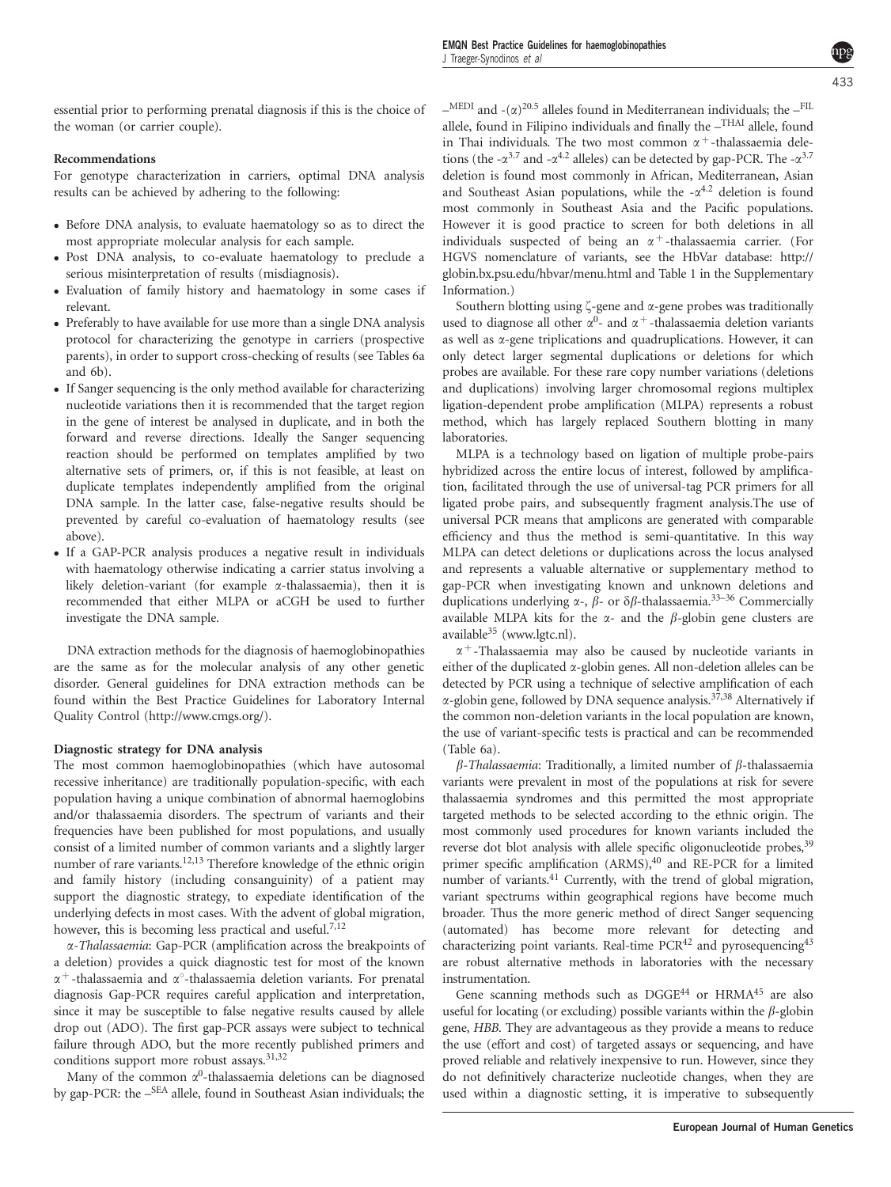essential prior to performing prenatal diagnosis if this is the choice of the woman (or carrier couple).

**Recommendations**

For genotype characterization in carriers, optimal DNA analysis results can be achieved by adhering to the following:

- Before DNA analysis, to evaluate haematology so as to direct the most appropriate molecular analysis for each sample.
- Post DNA analysis, to co-evaluate haematology to preclude a serious misinterpretation of results (misdiagnosis).
- Evaluation of family history and haematology in some cases if relevant.
- Preferably to have available for use more than a single DNA analysis protocol for characterizing the genotype in carriers (prospective parents), in order to support cross-checking of results (see Tables 6a and 6b).
- If Sanger sequencing is the only method available for characterizing nucleotide variations then it is recommended that the target region in the gene of interest be analysed in duplicate, and in both the forward and reverse directions. Ideally the Sanger sequencing reaction should be performed on templates amplified by two alternative sets of primers, or, if this is not feasible, at least on duplicate templates independently amplified from the original DNA sample. In the latter case, false-negative results should be prevented by careful co-evaluation of haematology results (see above).
- If a GAP-PCR analysis produces a negative result in individuals with haematology otherwise indicating a carrier status involving a likely deletion-variant (for example α-thalassaemia), then it is recommended that either MLPA or aCGH be used to further investigate the DNA sample.

DNA extraction methods for the diagnosis of haemoglobinopathies are the same as for the molecular analysis of any other genetic disorder. General guidelines for DNA extraction methods can be found within the Best Practice Guidelines for Laboratory Internal Quality Control (http://www.cmgs.org/).

**Diagnostic strategy for DNA analysis**

The most common haemoglobinopathies (which have autosomal recessive inheritance) are traditionally population-specific, with each population having a unique combination of abnormal haemoglobins and/or thalassaemia disorders. The spectrum of variants and their frequencies have been published for most populations, and usually consist of a limited number of common variants and a slightly larger number of rare variants.[12,13] Therefore knowledge of the ethnic origin and family history (including consanguinity) of a patient may support the diagnostic strategy, to expediate identification of the underlying defects in most cases. With the advent of global migration, however, this is becoming less practical and useful.[7,12]

*α-Thalassaemia*: Gap-PCR (amplification across the breakpoints of a deletion) provides a quick diagnostic test for most of the known $\alpha^+$-thalassaemia and $\alpha^\circ$-thalassaemia deletion variants. For prenatal diagnosis Gap-PCR requires careful application and interpretation, since it may be susceptible to false negative results caused by allele drop out (ADO). The first gap-PCR assays were subject to technical failure through ADO, but the more recently published primers and conditions support more robust assays.[31,32]

Many of the common $\alpha^0$-thalassaemia deletions can be diagnosed by gap-PCR: the $-^{SEA}$ allele, found in Southeast Asian individuals; the $-^{MEDI}$ and $-(\alpha)^{20.5}$ alleles found in Mediterranean individuals; the $-^{FIL}$ allele, found in Filipino individuals and finally the $-^{THAI}$ allele, found in Thai individuals. The two most common $\alpha^+$-thalassaemia deletions (the $-\alpha^{3.7}$ and $-\alpha^{4.2}$ alleles) can be detected by gap-PCR. The $-\alpha^{3.7}$ deletion is found most commonly in African, Mediterranean, Asian and Southeast Asian populations, while the $-\alpha^{4.2}$ deletion is found most commonly in Southeast Asia and the Pacific populations. However it is good practice to screen for both deletions in all individuals suspected of being an $\alpha^+$-thalassaemia carrier. (For HGVS nomenclature of variants, see the HbVar database: http://globin.bx.psu.edu/hbvar/menu.html and Table 1 in the Supplementary Information.)

Southern blotting using ζ-gene and α-gene probes was traditionally used to diagnose all other $\alpha^0$- and $\alpha^+$-thalassaemia deletion variants as well as α-gene triplications and quadruplications. However, it can only detect larger segmental duplications or deletions for which probes are available. For these rare copy number variations (deletions and duplications) involving larger chromosomal regions multiplex ligation-dependent probe amplification (MLPA) represents a robust method, which has largely replaced Southern blotting in many laboratories.

MLPA is a technology based on ligation of multiple probe-pairs hybridized across the entire locus of interest, followed by amplification, facilitated through the use of universal-tag PCR primers for all ligated probe pairs, and subsequently fragment analysis.The use of universal PCR means that amplicons are generated with comparable efficiency and thus the method is semi-quantitative. In this way MLPA can detect deletions or duplications across the locus analysed and represents a valuable alternative or supplementary method to gap-PCR when investigating known and unknown deletions and duplications underlying α-, $\beta$- or δ$\beta$-thalassaemia.[33–36] Commercially available MLPA kits for the α- and the $\beta$-globin gene clusters are available[35] (www.lgtc.nl).

$\alpha^+$-Thalassaemia may also be caused by nucleotide variants in either of the duplicated α-globin genes. All non-deletion alleles can be detected by PCR using a technique of selective amplification of each α-globin gene, followed by DNA sequence analysis.[37,38] Alternatively if the common non-deletion variants in the local population are known, the use of variant-specific tests is practical and can be recommended (Table 6a).

*β-Thalassaemia*: Traditionally, a limited number of $\beta$-thalassaemia variants were prevalent in most of the populations at risk for severe thalassaemia syndromes and this permitted the most appropriate targeted methods to be selected according to the ethnic origin. The most commonly used procedures for known variants included the reverse dot blot analysis with allele specific oligonucleotide probes,[39] primer specific amplification (ARMS),[40] and RE-PCR for a limited number of variants.[41] Currently, with the trend of global migration, variant spectrums within geographical regions have become much broader. Thus the more generic method of direct Sanger sequencing (automated) has become more relevant for detecting and characterizing point variants. Real-time PCR[42] and pyrosequencing[43] are robust alternative methods in laboratories with the necessary instrumentation.

Gene scanning methods such as DGGE[44] or HRMA[45] are also useful for locating (or excluding) possible variants within the $\beta$-globin gene, *HBB*. They are advantageous as they provide a means to reduce the use (effort and cost) of targeted assays or sequencing, and have proved reliable and relatively inexpensive to run. However, since they do not definitively characterize nucleotide changes, when they are used within a diagnostic setting, it is imperative to subsequently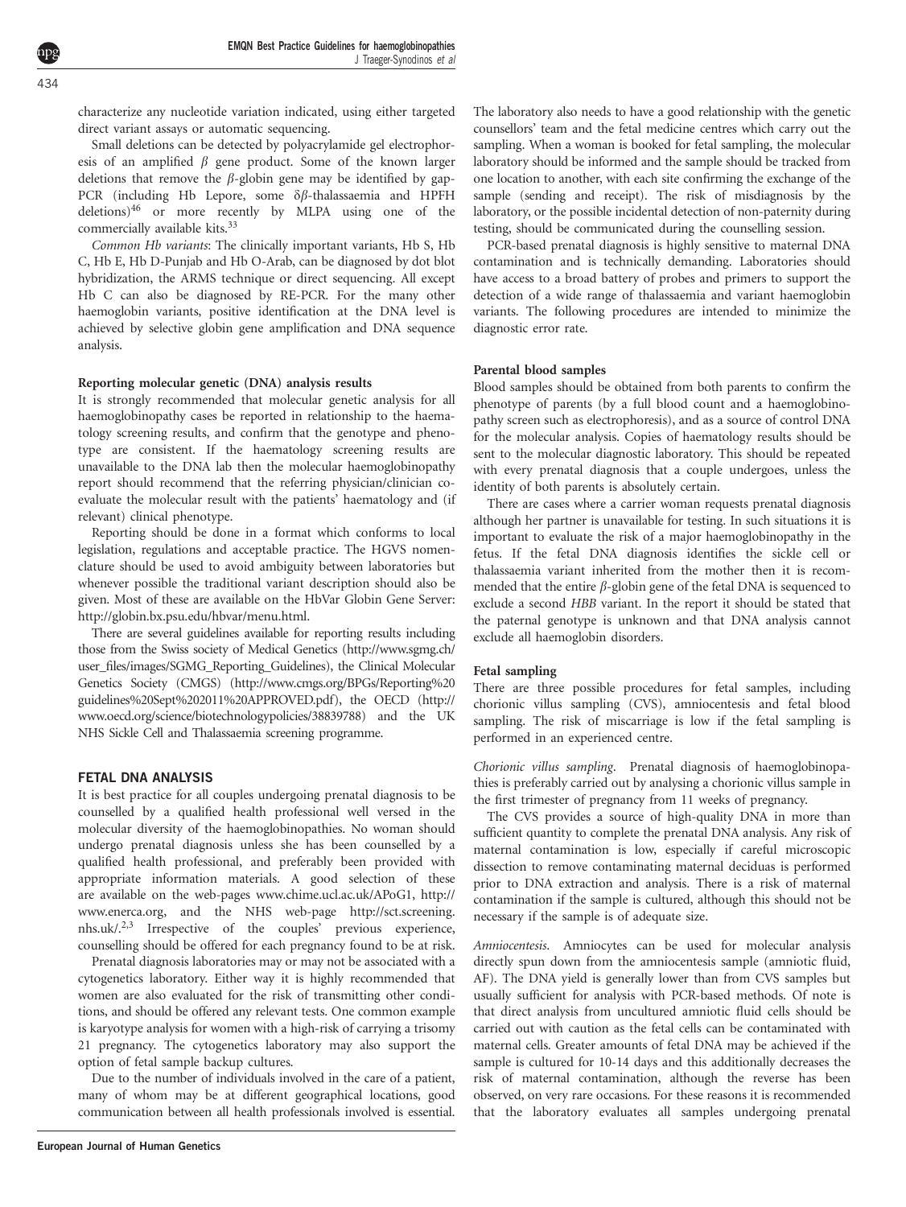characterize any nucleotide variation indicated, using either targeted direct variant assays or automatic sequencing.

Small deletions can be detected by polyacrylamide gel electrophoresis of an amplified $\beta$ gene product. Some of the known larger deletions that remove the $\beta$-globin gene may be identified by gap-PCR (including Hb Lepore, some $\delta\beta$-thalassaemia and HPFH deletions)[46] or more recently by MLPA using one of the commercially available kits.[33]

*Common Hb variants*: The clinically important variants, Hb S, Hb C, Hb E, Hb D-Punjab and Hb O-Arab, can be diagnosed by dot blot hybridization, the ARMS technique or direct sequencing. All except Hb C can also be diagnosed by RE-PCR. For the many other haemoglobin variants, positive identification at the DNA level is achieved by selective globin gene amplification and DNA sequence analysis.

**Reporting molecular genetic (DNA) analysis results**

It is strongly recommended that molecular genetic analysis for all haemoglobinopathy cases be reported in relationship to the haematology screening results, and confirm that the genotype and phenotype are consistent. If the haematology screening results are unavailable to the DNA lab then the molecular haemoglobinopathy report should recommend that the referring physician/clinician co-evaluate the molecular result with the patients' haematology and (if relevant) clinical phenotype.

Reporting should be done in a format which conforms to local legislation, regulations and acceptable practice. The HGVS nomenclature should be used to avoid ambiguity between laboratories but whenever possible the traditional variant description should also be given. Most of these are available on the HbVar Globin Gene Server: http://globin.bx.psu.edu/hbvar/menu.html.

There are several guidelines available for reporting results including those from the Swiss society of Medical Genetics (http://www.sgmg.ch/user_files/images/SGMG_Reporting_Guidelines), the Clinical Molecular Genetics Society (CMGS) (http://www.cmgs.org/BPGs/Reporting%20guidelines%20Sept%202011%20APPROVED.pdf), the OECD (http://www.oecd.org/science/biotechnologypolicies/38839788) and the UK NHS Sickle Cell and Thalassaemia screening programme.

## FETAL DNA ANALYSIS

It is best practice for all couples undergoing prenatal diagnosis to be counselled by a qualified health professional well versed in the molecular diversity of the haemoglobinopathies. No woman should undergo prenatal diagnosis unless she has been counselled by a qualified health professional, and preferably been provided with appropriate information materials. A good selection of these are available on the web-pages www.chime.ucl.ac.uk/APoG1, http://www.enerca.org, and the NHS web-page http://sct.screening.nhs.uk/.[2,3] Irrespective of the couples' previous experience, counselling should be offered for each pregnancy found to be at risk.

Prenatal diagnosis laboratories may or may not be associated with a cytogenetics laboratory. Either way it is highly recommended that women are also evaluated for the risk of transmitting other conditions, and should be offered any relevant tests. One common example is karyotype analysis for women with a high-risk of carrying a trisomy 21 pregnancy. The cytogenetics laboratory may also support the option of fetal sample backup cultures.

Due to the number of individuals involved in the care of a patient, many of whom may be at different geographical locations, good communication between all health professionals involved is essential. The laboratory also needs to have a good relationship with the genetic counsellors' team and the fetal medicine centres which carry out the sampling. When a woman is booked for fetal sampling, the molecular laboratory should be informed and the sample should be tracked from one location to another, with each site confirming the exchange of the sample (sending and receipt). The risk of misdiagnosis by the laboratory, or the possible incidental detection of non-paternity during testing, should be communicated during the counselling session.

PCR-based prenatal diagnosis is highly sensitive to maternal DNA contamination and is technically demanding. Laboratories should have access to a broad battery of probes and primers to support the detection of a wide range of thalassaemia and variant haemoglobin variants. The following procedures are intended to minimize the diagnostic error rate.

**Parental blood samples**

Blood samples should be obtained from both parents to confirm the phenotype of parents (by a full blood count and a haemoglobinopathy screen such as electrophoresis), and as a source of control DNA for the molecular analysis. Copies of haematology results should be sent to the molecular diagnostic laboratory. This should be repeated with every prenatal diagnosis that a couple undergoes, unless the identity of both parents is absolutely certain.

There are cases where a carrier woman requests prenatal diagnosis although her partner is unavailable for testing. In such situations it is important to evaluate the risk of a major haemoglobinopathy in the fetus. If the fetal DNA diagnosis identifies the sickle cell or thalassaemia variant inherited from the mother then it is recommended that the entire $\beta$-globin gene of the fetal DNA is sequenced to exclude a second *HBB* variant. In the report it should be stated that the paternal genotype is unknown and that DNA analysis cannot exclude all haemoglobin disorders.

**Fetal sampling**

There are three possible procedures for fetal samples, including chorionic villus sampling (CVS), amniocentesis and fetal blood sampling. The risk of miscarriage is low if the fetal sampling is performed in an experienced centre.

*Chorionic villus sampling*. Prenatal diagnosis of haemoglobinopathies is preferably carried out by analysing a chorionic villus sample in the first trimester of pregnancy from 11 weeks of pregnancy.

The CVS provides a source of high-quality DNA in more than sufficient quantity to complete the prenatal DNA analysis. Any risk of maternal contamination is low, especially if careful microscopic dissection to remove contaminating maternal deciduas is performed prior to DNA extraction and analysis. There is a risk of maternal contamination if the sample is cultured, although this should not be necessary if the sample is of adequate size.

*Amniocentesis*. Amniocytes can be used for molecular analysis directly spun down from the amniocentesis sample (amniotic fluid, AF). The DNA yield is generally lower than from CVS samples but usually sufficient for analysis with PCR-based methods. Of note is that direct analysis from uncultured amniotic fluid cells should be carried out with caution as the fetal cells can be contaminated with maternal cells. Greater amounts of fetal DNA may be achieved if the sample is cultured for 10-14 days and this additionally decreases the risk of maternal contamination, although the reverse has been observed, on very rare occasions. For these reasons it is recommended that the laboratory evaluates all samples undergoing prenatal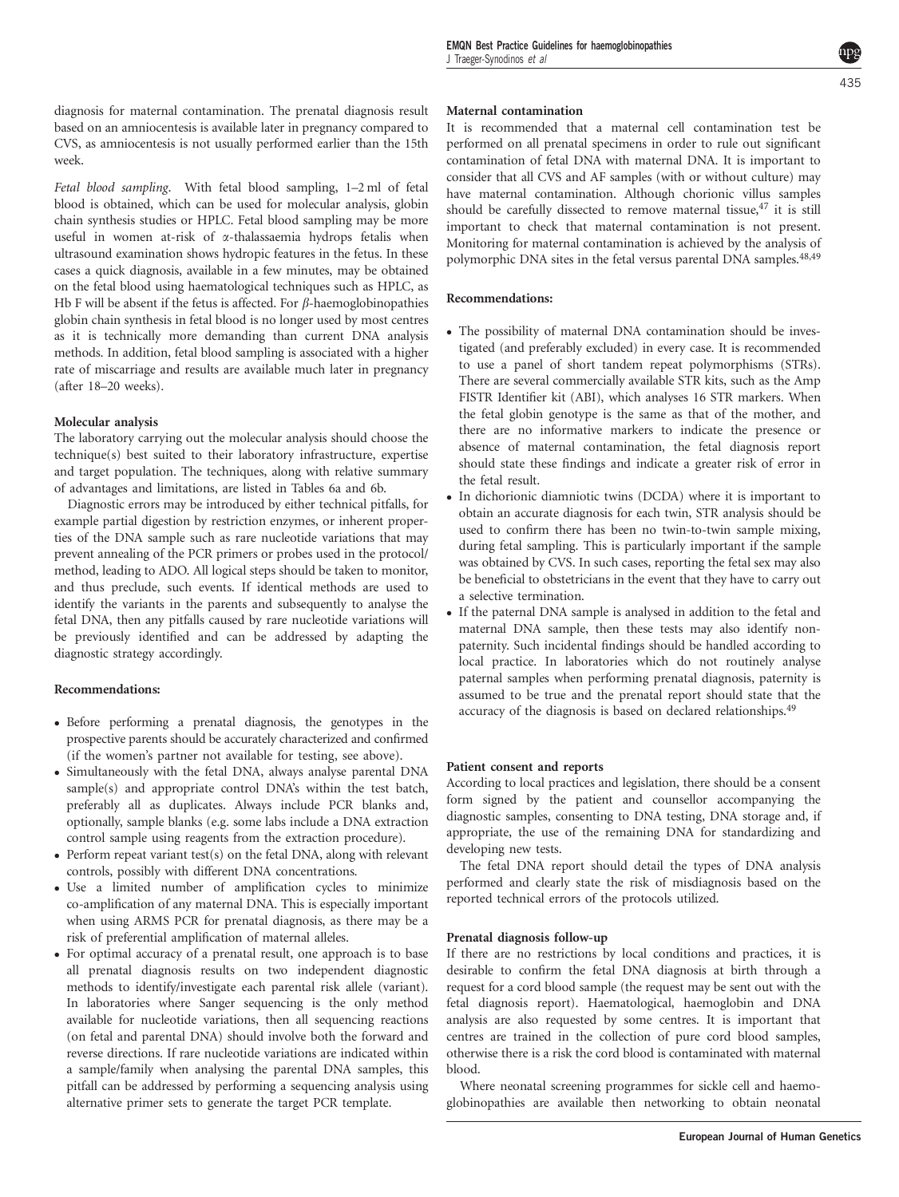diagnosis for maternal contamination. The prenatal diagnosis result based on an amniocentesis is available later in pregnancy compared to CVS, as amniocentesis is not usually performed earlier than the 15th week.

*Fetal blood sampling.* With fetal blood sampling, 1–2 ml of fetal blood is obtained, which can be used for molecular analysis, globin chain synthesis studies or HPLC. Fetal blood sampling may be more useful in women at-risk of α-thalassaemia hydrops fetalis when ultrasound examination shows hydropic features in the fetus. In these cases a quick diagnosis, available in a few minutes, may be obtained on the fetal blood using haematological techniques such as HPLC, as Hb F will be absent if the fetus is affected. For *β*-haemoglobinopathies globin chain synthesis in fetal blood is no longer used by most centres as it is technically more demanding than current DNA analysis methods. In addition, fetal blood sampling is associated with a higher rate of miscarriage and results are available much later in pregnancy (after 18–20 weeks).

**Molecular analysis**

The laboratory carrying out the molecular analysis should choose the technique(s) best suited to their laboratory infrastructure, expertise and target population. The techniques, along with relative summary of advantages and limitations, are listed in Tables 6a and 6b.

Diagnostic errors may be introduced by either technical pitfalls, for example partial digestion by restriction enzymes, or inherent properties of the DNA sample such as rare nucleotide variations that may prevent annealing of the PCR primers or probes used in the protocol/method, leading to ADO. All logical steps should be taken to monitor, and thus preclude, such events. If identical methods are used to identify the variants in the parents and subsequently to analyse the fetal DNA, then any pitfalls caused by rare nucleotide variations will be previously identified and can be addressed by adapting the diagnostic strategy accordingly.

**Recommendations:**

- Before performing a prenatal diagnosis, the genotypes in the prospective parents should be accurately characterized and confirmed (if the women's partner not available for testing, see above).
- Simultaneously with the fetal DNA, always analyse parental DNA sample(s) and appropriate control DNA's within the test batch, preferably all as duplicates. Always include PCR blanks and, optionally, sample blanks (e.g. some labs include a DNA extraction control sample using reagents from the extraction procedure).
- Perform repeat variant test(s) on the fetal DNA, along with relevant controls, possibly with different DNA concentrations.
- Use a limited number of amplification cycles to minimize co-amplification of any maternal DNA. This is especially important when using ARMS PCR for prenatal diagnosis, as there may be a risk of preferential amplification of maternal alleles.
- For optimal accuracy of a prenatal result, one approach is to base all prenatal diagnosis results on two independent diagnostic methods to identify/investigate each parental risk allele (variant). In laboratories where Sanger sequencing is the only method available for nucleotide variations, then all sequencing reactions (on fetal and parental DNA) should involve both the forward and reverse directions. If rare nucleotide variations are indicated within a sample/family when analysing the parental DNA samples, this pitfall can be addressed by performing a sequencing analysis using alternative primer sets to generate the target PCR template.

**Maternal contamination**

It is recommended that a maternal cell contamination test be performed on all prenatal specimens in order to rule out significant contamination of fetal DNA with maternal DNA. It is important to consider that all CVS and AF samples (with or without culture) may have maternal contamination. Although chorionic villus samples should be carefully dissected to remove maternal tissue,[47] it is still important to check that maternal contamination is not present. Monitoring for maternal contamination is achieved by the analysis of polymorphic DNA sites in the fetal versus parental DNA samples.[48,49]

**Recommendations:**

- The possibility of maternal DNA contamination should be investigated (and preferably excluded) in every case. It is recommended to use a panel of short tandem repeat polymorphisms (STRs). There are several commercially available STR kits, such as the Amp FISTR Identifier kit (ABI), which analyses 16 STR markers. When the fetal globin genotype is the same as that of the mother, and there are no informative markers to indicate the presence or absence of maternal contamination, the fetal diagnosis report should state these findings and indicate a greater risk of error in the fetal result.
- In dichorionic diamniotic twins (DCDA) where it is important to obtain an accurate diagnosis for each twin, STR analysis should be used to confirm there has been no twin-to-twin sample mixing, during fetal sampling. This is particularly important if the sample was obtained by CVS. In such cases, reporting the fetal sex may also be beneficial to obstetricians in the event that they have to carry out a selective termination.
- If the paternal DNA sample is analysed in addition to the fetal and maternal DNA sample, then these tests may also identify non-paternity. Such incidental findings should be handled according to local practice. In laboratories which do not routinely analyse paternal samples when performing prenatal diagnosis, paternity is assumed to be true and the prenatal report should state that the accuracy of the diagnosis is based on declared relationships.[49]

**Patient consent and reports**

According to local practices and legislation, there should be a consent form signed by the patient and counsellor accompanying the diagnostic samples, consenting to DNA testing, DNA storage and, if appropriate, the use of the remaining DNA for standardizing and developing new tests.

The fetal DNA report should detail the types of DNA analysis performed and clearly state the risk of misdiagnosis based on the reported technical errors of the protocols utilized.

**Prenatal diagnosis follow-up**

If there are no restrictions by local conditions and practices, it is desirable to confirm the fetal DNA diagnosis at birth through a request for a cord blood sample (the request may be sent out with the fetal diagnosis report). Haematological, haemoglobin and DNA analysis are also requested by some centres. It is important that centres are trained in the collection of pure cord blood samples, otherwise there is a risk the cord blood is contaminated with maternal blood.

Where neonatal screening programmes for sickle cell and haemoglobinopathies are available then networking to obtain neonatal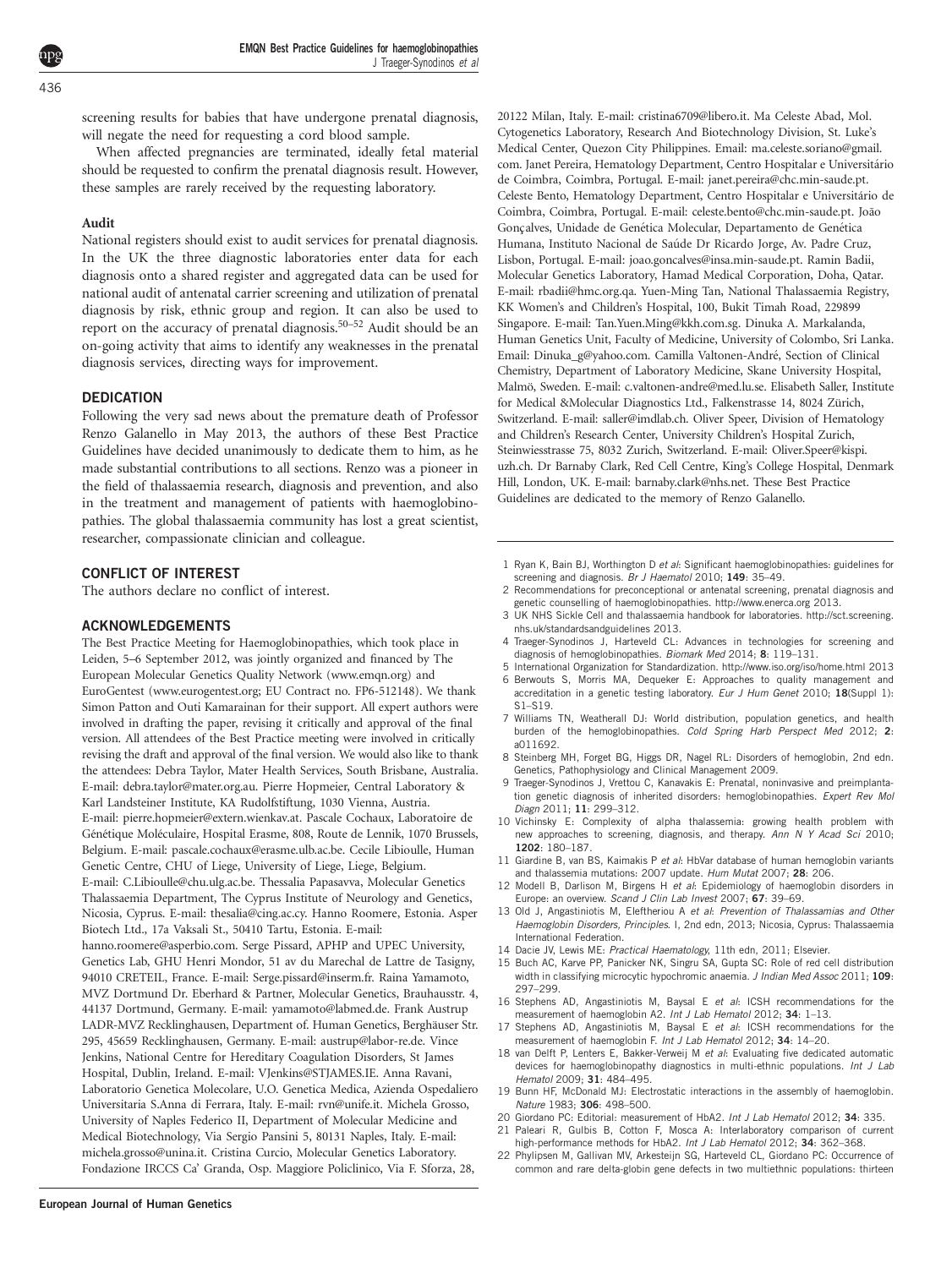screening results for babies that have undergone prenatal diagnosis, will negate the need for requesting a cord blood sample.

When affected pregnancies are terminated, ideally fetal material should be requested to confirm the prenatal diagnosis result. However, these samples are rarely received by the requesting laboratory.

### Audit

National registers should exist to audit services for prenatal diagnosis. In the UK the three diagnostic laboratories enter data for each diagnosis onto a shared register and aggregated data can be used for national audit of antenatal carrier screening and utilization of prenatal diagnosis by risk, ethnic group and region. It can also be used to report on the accuracy of prenatal diagnosis.[50–52] Audit should be an on-going activity that aims to identify any weaknesses in the prenatal diagnosis services, directing ways for improvement.

## DEDICATION

Following the very sad news about the premature death of Professor Renzo Galanello in May 2013, the authors of these Best Practice Guidelines have decided unanimously to dedicate them to him, as he made substantial contributions to all sections. Renzo was a pioneer in the field of thalassaemia research, diagnosis and prevention, and also in the treatment and management of patients with haemoglobinopathies. The global thalassaemia community has lost a great scientist, researcher, compassionate clinician and colleague.

## CONFLICT OF INTEREST

The authors declare no conflict of interest.

## ACKNOWLEDGEMENTS

The Best Practice Meeting for Haemoglobinopathies, which took place in Leiden, 5–6 September 2012, was jointly organized and financed by The European Molecular Genetics Quality Network (www.emqn.org) and EuroGentest (www.eurogentest.org; EU Contract no. FP6-512148). We thank Simon Patton and Outi Kamarainan for their support. All expert authors were involved in drafting the paper, revising it critically and approval of the final version. All attendees of the Best Practice meeting were involved in critically revising the draft and approval of the final version. We would also like to thank the attendees: Debra Taylor, Mater Health Services, South Brisbane, Australia. E-mail: debra.taylor@mater.org.au. Pierre Hopmeier, Central Laboratory & Karl Landsteiner Institute, KA Rudolfstiftung, 1030 Vienna, Austria. E-mail: pierre.hopmeier@extern.wienkav.at. Pascale Cochaux, Laboratoire de Génétique Moléculaire, Hospital Erasme, 808, Route de Lennik, 1070 Brussels, Belgium. E-mail: pascale.cochaux@erasme.ulb.ac.be. Cecile Libioulle, Human Genetic Centre, CHU of Liege, University of Liege, Liege, Belgium. E-mail: C.Libioulle@chu.ulg.ac.be. Thessalia Papasavva, Molecular Genetics Thalassaemia Department, The Cyprus Institute of Neurology and Genetics, Nicosia, Cyprus. E-mail: thesalia@cing.ac.cy. Hanno Roomere, Estonia. Asper Biotech Ltd., 17a Vaksali St., 50410 Tartu, Estonia. E-mail: hanno.roomere@asperbio.com. Serge Pissard, APHP and UPEC University, Genetics Lab, GHU Henri Mondor, 51 av du Marechal de Lattre de Tasigny, 94010 CRETEIL, France. E-mail: Serge.pissard@inserm.fr. Raina Yamamoto, MVZ Dortmund Dr. Eberhard & Partner, Molecular Genetics, Brauhausstr. 4, 44137 Dortmund, Germany. E-mail: yamamoto@labmed.de. Frank Austrup LADR-MVZ Recklinghausen, Department of. Human Genetics, Berghäuser Str. 295, 45659 Recklinghausen, Germany. E-mail: austrup@labor-re.de. Vince Jenkins, National Centre for Hereditary Coagulation Disorders, St James Hospital, Dublin, Ireland. E-mail: VJenkins@STJAMES.IE. Anna Ravani, Laboratorio Genetica Molecolare, U.O. Genetica Medica, Azienda Ospedaliero Universitaria S.Anna di Ferrara, Italy. E-mail: rvn@unife.it. Michela Grosso, University of Naples Federico II, Department of Molecular Medicine and Medical Biotechnology, Via Sergio Pansini 5, 80131 Naples, Italy. E-mail: michela.grosso@unina.it. Cristina Curcio, Molecular Genetics Laboratory. Fondazione IRCCS Ca' Granda, Osp. Maggiore Policlinico, Via F. Sforza, 28, 20122 Milan, Italy. E-mail: cristina6709@libero.it. Ma Celeste Abad, Mol. Cytogenetics Laboratory, Research And Biotechnology Division, St. Luke's Medical Center, Quezon City Philippines. Email: ma.celeste.soriano@gmail.com. Janet Pereira, Hematology Department, Centro Hospitalar e Universitário de Coimbra, Coimbra, Portugal. E-mail: janet.pereira@chc.min-saude.pt. Celeste Bento, Hematology Department, Centro Hospitalar e Universitário de Coimbra, Coimbra, Portugal. E-mail: celeste.bento@chc.min-saude.pt. João Gonçalves, Unidade de Genética Molecular, Departamento de Genética Humana, Instituto Nacional de Saúde Dr Ricardo Jorge, Av. Padre Cruz, Lisbon, Portugal. E-mail: joao.goncalves@insa.min-saude.pt. Ramin Badii, Molecular Genetics Laboratory, Hamad Medical Corporation, Doha, Qatar. E-mail: rbadii@hmc.org.qa. Yuen-Ming Tan, National Thalassaemia Registry, KK Women's and Children's Hospital, 100, Bukit Timah Road, 229899 Singapore. E-mail: Tan.Yuen.Ming@kkh.com.sg. Dinuka A. Markalanda, Human Genetics Unit, Faculty of Medicine, University of Colombo, Sri Lanka. Email: Dinuka_g@yahoo.com. Camilla Valtonen-André, Section of Clinical Chemistry, Department of Laboratory Medicine, Skane University Hospital, Malmö, Sweden. E-mail: c.valtonen-andre@med.lu.se. Elisabeth Saller, Institute for Medical &Molecular Diagnostics Ltd., Falkenstrasse 14, 8024 Zürich, Switzerland. E-mail: saller@imdlab.ch. Oliver Speer, Division of Hematology and Children's Research Center, University Children's Hospital Zurich, Steinwiesstrasse 75, 8032 Zurich, Switzerland. E-mail: Oliver.Speer@kispi.uzh.ch. Dr Barnaby Clark, Red Cell Centre, King's College Hospital, Denmark Hill, London, UK. E-mail: barnaby.clark@nhs.net. These Best Practice Guidelines are dedicated to the memory of Renzo Galanello.

1 Ryan K, Bain BJ, Worthington D *et al*: Significant haemoglobinopathies: guidelines for screening and diagnosis. *Br J Haematol* 2010; **149**: 35–49.
2 Recommendations for preconceptional or antenatal screening, prenatal diagnosis and genetic counselling of haemoglobinopathies. http://www.enerca.org 2013.
3 UK NHS Sickle Cell and thalassaemia handbook for laboratories. http://sct.screening.nhs.uk/standardsandguidelines 2013.
4 Traeger-Synodinos J, Harteveld CL: Advances in technologies for screening and diagnosis of hemoglobinopathies. *Biomark Med* 2014; **8**: 119–131.
5 International Organization for Standardization. http://www.iso.org/iso/home.html 2013
6 Berwouts S, Morris MA, Dequeker E: Approaches to quality management and accreditation in a genetic testing laboratory. *Eur J Hum Genet* 2010; **18**(Suppl 1): S1–S19.
7 Williams TN, Weatherall DJ: World distribution, population genetics, and health burden of the hemoglobinopathies. *Cold Spring Harb Perspect Med* 2012; **2**: a011692.
8 Steinberg MH, Forget BG, Higgs DR, Nagel RL: Disorders of hemoglobin, 2nd edn. Genetics, Pathophysiology and Clinical Management 2009.
9 Traeger-Synodinos J, Vrettou C, Kanavakis E: Prenatal, noninvasive and preimplantation genetic diagnosis of inherited disorders: hemoglobinopathies. *Expert Rev Mol Diagn* 2011; **11**: 299–312.
10 Vichinsky E: Complexity of alpha thalassemia: growing health problem with new approaches to screening, diagnosis, and therapy. *Ann N Y Acad Sci* 2010; **1202**: 180–187.
11 Giardine B, van BS, Kaimakis P *et al*: HbVar database of human hemoglobin variants and thalassemia mutations: 2007 update. *Hum Mutat* 2007; **28**: 206.
12 Modell B, Darlison M, Birgens H *et al*: Epidemiology of haemoglobin disorders in Europe: an overview. *Scand J Clin Lab Invest* 2007; **67**: 39–69.
13 Old J, Angastiniotis M, Eleftheriou A *et al*: *Prevention of Thalassamias and Other Haemoglobin Disorders, Principles*. I, 2nd edn, 2013; Nicosia, Cyprus: Thalassaemia International Federation.
14 Dacie JV, Lewis ME: *Practical Haematology*, 11th edn, 2011; Elsevier.
15 Buch AC, Karve PP, Panicker NK, Singru SA, Gupta SC: Role of red cell distribution width in classifying microcytic hypochromic anaemia. *J Indian Med Assoc* 2011; **109**: 297–299.
16 Stephens AD, Angastiniotis M, Baysal E *et al*: ICSH recommendations for the measurement of haemoglobin A2. *Int J Lab Hematol* 2012; **34**: 1–13.
17 Stephens AD, Angastiniotis M, Baysal E *et al*: ICSH recommendations for the measurement of haemoglobin F. *Int J Lab Hematol* 2012; **34**: 14–20.
18 van Delft P, Lenters E, Bakker-Verweij M *et al*: Evaluating five dedicated automatic devices for haemoglobinopathy diagnostics in multi-ethnic populations. *Int J Lab Hematol* 2009; **31**: 484–495.
19 Bunn HF, McDonald MJ: Electrostatic interactions in the assembly of haemoglobin. *Nature* 1983; **306**: 498–500.
20 Giordano PC: Editorial: measurement of HbA2. *Int J Lab Hematol* 2012; **34**: 335.
21 Paleari R, Gulbis B, Cotton F, Mosca A: Interlaboratory comparison of current high-performance methods for HbA2. *Int J Lab Hematol* 2012; **34**: 362–368.
22 Phylipsen M, Gallivan MV, Arkesteijn SG, Harteveld CL, Giordano PC: Occurrence of common and rare delta-globin gene defects in two multiethnic populations: thirteen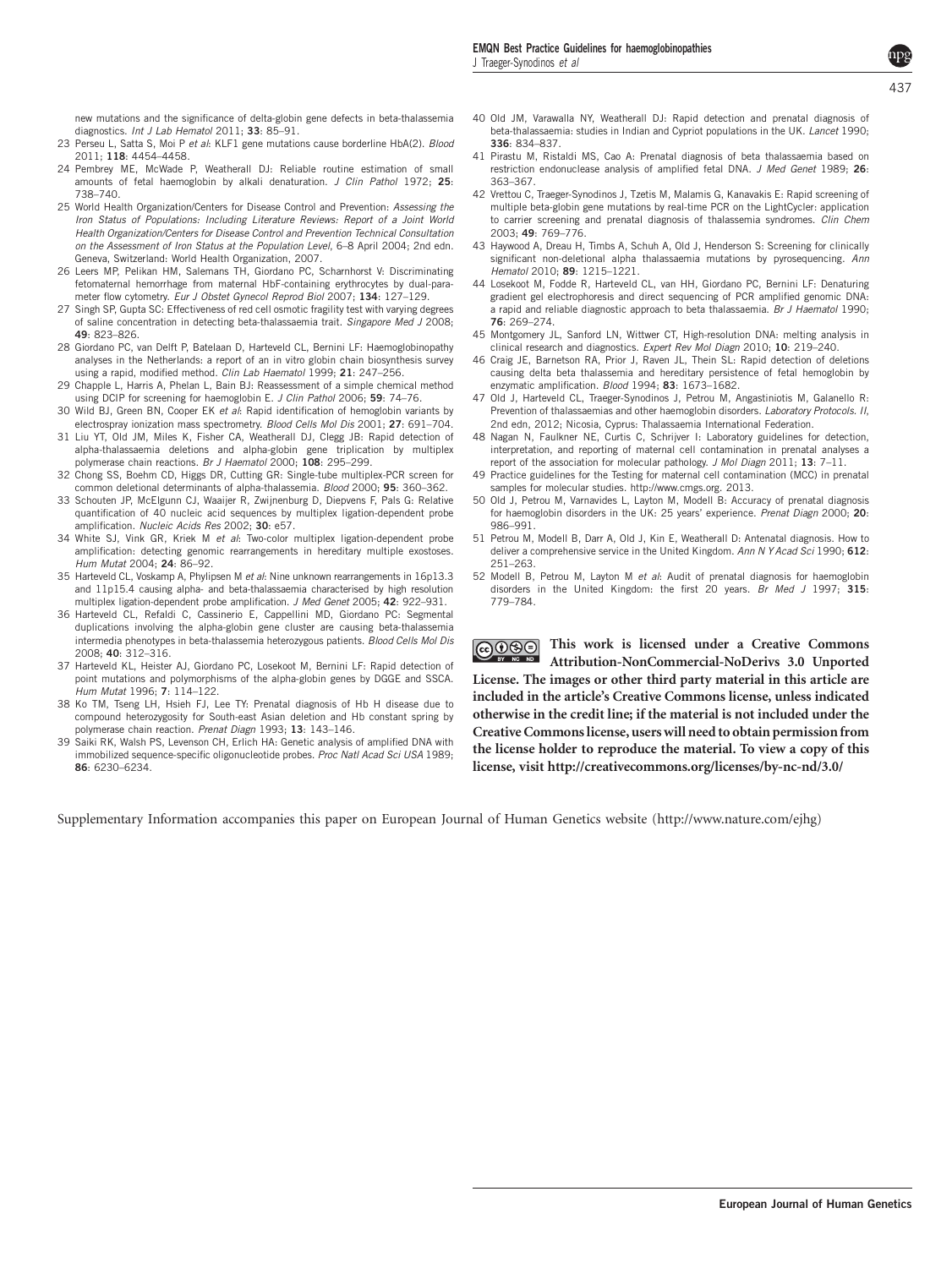new mutations and the significance of delta-globin gene defects in beta-thalassemia diagnostics. *Int J Lab Hematol* 2011; **33**: 85–91.

23 Perseu L, Satta S, Moi P *et al*: KLF1 gene mutations cause borderline HbA(2). *Blood* 2011; **118**: 4454–4458.

24 Pembrey ME, McWade P, Weatherall DJ: Reliable routine estimation of small amounts of fetal haemoglobin by alkali denaturation. *J Clin Pathol* 1972; **25**: 738–740.

25 World Health Organization/Centers for Disease Control and Prevention: *Assessing the Iron Status of Populations: Including Literature Reviews: Report of a Joint World Health Organization/Centers for Disease Control and Prevention Technical Consultation on the Assessment of Iron Status at the Population Level*, 6–8 April 2004; 2nd edn. Geneva, Switzerland: World Health Organization, 2007.

26 Leers MP, Pelikan HM, Salemans TH, Giordano PC, Scharnhorst V: Discriminating fetomaternal hemorrhage from maternal HbF-containing erythrocytes by dual-parameter flow cytometry. *Eur J Obstet Gynecol Reprod Biol* 2007; **134**: 127–129.

27 Singh SP, Gupta SC: Effectiveness of red cell osmotic fragility test with varying degrees of saline concentration in detecting beta-thalassaemia trait. *Singapore Med J* 2008; **49**: 823–826.

28 Giordano PC, van Delft P, Batelaan D, Harteveld CL, Bernini LF: Haemoglobinopathy analyses in the Netherlands: a report of an in vitro globin chain biosynthesis survey using a rapid, modified method. *Clin Lab Haematol* 1999; **21**: 247–256.

29 Chapple L, Harris A, Phelan L, Bain BJ: Reassessment of a simple chemical method using DCIP for screening for haemoglobin E. *J Clin Pathol* 2006; **59**: 74–76.

30 Wild BJ, Green BN, Cooper EK *et al*: Rapid identification of hemoglobin variants by electrospray ionization mass spectrometry. *Blood Cells Mol Dis* 2001; **27**: 691–704.

31 Liu YT, Old JM, Miles K, Fisher CA, Weatherall DJ, Clegg JB: Rapid detection of alpha-thalassaemia deletions and alpha-globin gene triplication by multiplex polymerase chain reactions. *Br J Haematol* 2000; **108**: 295–299.

32 Chong SS, Boehm CD, Higgs DR, Cutting GR: Single-tube multiplex-PCR screen for common deletional determinants of alpha-thalassemia. *Blood* 2000; **95**: 360–362.

33 Schouten JP, McElgunn CJ, Waaijer R, Zwijnenburg D, Diepvens F, Pals G: Relative quantification of 40 nucleic acid sequences by multiplex ligation-dependent probe amplification. *Nucleic Acids Res* 2002; **30**: e57.

34 White SJ, Vink GR, Kriek M *et al*: Two-color multiplex ligation-dependent probe amplification: detecting genomic rearrangements in hereditary multiple exostoses. *Hum Mutat* 2004; **24**: 86–92.

35 Harteveld CL, Voskamp A, Phylipsen M *et al*: Nine unknown rearrangements in 16p13.3 and 11p15.4 causing alpha- and beta-thalassaemia characterised by high resolution multiplex ligation-dependent probe amplification. *J Med Genet* 2005; **42**: 922–931.

36 Harteveld CL, Refaldi C, Cassinerio E, Cappellini MD, Giordano PC: Segmental duplications involving the alpha-globin gene cluster are causing beta-thalassemia intermedia phenotypes in beta-thalassemia heterozygous patients. *Blood Cells Mol Dis* 2008; **40**: 312–316.

37 Harteveld KL, Heister AJ, Giordano PC, Losekoot M, Bernini LF: Rapid detection of point mutations and polymorphisms of the alpha-globin genes by DGGE and SSCA. *Hum Mutat* 1996; **7**: 114–122.

38 Ko TM, Tseng LH, Hsieh FJ, Lee TY: Prenatal diagnosis of Hb H disease due to compound heterozygosity for South-east Asian deletion and Hb constant spring by polymerase chain reaction. *Prenat Diagn* 1993; **13**: 143–146.

39 Saiki RK, Walsh PS, Levenson CH, Erlich HA: Genetic analysis of amplified DNA with immobilized sequence-specific oligonucleotide probes. *Proc Natl Acad Sci USA* 1989; **86**: 6230–6234.

40 Old JM, Varawalla NY, Weatherall DJ: Rapid detection and prenatal diagnosis of beta-thalassaemia: studies in Indian and Cypriot populations in the UK. *Lancet* 1990; **336**: 834–837.

41 Pirastu M, Ristaldi MS, Cao A: Prenatal diagnosis of beta thalassaemia based on restriction endonuclease analysis of amplified fetal DNA. *J Med Genet* 1989; **26**: 363–367.

42 Vrettou C, Traeger-Synodinos J, Tzetis M, Malamis G, Kanavakis E: Rapid screening of multiple beta-globin gene mutations by real-time PCR on the LightCycler: application to carrier screening and prenatal diagnosis of thalassemia syndromes. *Clin Chem* 2003; **49**: 769–776.

43 Haywood A, Dreau H, Timbs A, Schuh A, Old J, Henderson S: Screening for clinically significant non-deletional alpha thalassaemia mutations by pyrosequencing. *Ann Hematol* 2010; **89**: 1215–1221.

44 Losekoot M, Fodde R, Harteveld CL, van HH, Giordano PC, Bernini LF: Denaturing gradient gel electrophoresis and direct sequencing of PCR amplified genomic DNA: a rapid and reliable diagnostic approach to beta thalassaemia. *Br J Haematol* 1990; **76**: 269–274.

45 Montgomery JL, Sanford LN, Wittwer CT, High-resolution DNA: melting analysis in clinical research and diagnostics. *Expert Rev Mol Diagn* 2010; **10**: 219–240.

46 Craig JE, Barnetson RA, Prior J, Raven JL, Thein SL: Rapid detection of deletions causing delta beta thalassemia and hereditary persistence of fetal hemoglobin by enzymatic amplification. *Blood* 1994; **83**: 1673–1682.

47 Old J, Harteveld CL, Traeger-Synodinos J, Petrou M, Angastiniotis M, Galanello R: Prevention of thalassaemias and other haemoglobin disorders. *Laboratory Protocols. II*, 2nd edn, 2012; Nicosia, Cyprus: Thalassaemia International Federation.

48 Nagan N, Faulkner NE, Curtis C, Schrijver I: Laboratory guidelines for detection, interpretation, and reporting of maternal cell contamination in prenatal analyses a report of the association for molecular pathology. *J Mol Diagn* 2011; **13**: 7–11.

49 Practice guidelines for the Testing for maternal cell contamination (MCC) in prenatal samples for molecular studies. http://www.cmgs.org. 2013.

50 Old J, Petrou M, Varnavides L, Layton M, Modell B: Accuracy of prenatal diagnosis for haemoglobin disorders in the UK: 25 years' experience. *Prenat Diagn* 2000; **20**: 986–991.

51 Petrou M, Modell B, Darr A, Old J, Kin E, Weatherall D: Antenatal diagnosis. How to deliver a comprehensive service in the United Kingdom. *Ann N Y Acad Sci* 1990; **612**: 251–263.

52 Modell B, Petrou M, Layton M *et al*: Audit of prenatal diagnosis for haemoglobin disorders in the United Kingdom: the first 20 years. *Br Med J* 1997; **315**: 779–784.

**This work is licensed under a Creative Commons Attribution-NonCommercial-NoDerivs 3.0 Unported License. The images or other third party material in this article are included in the article's Creative Commons license, unless indicated otherwise in the credit line; if the material is not included under the Creative Commons license, users will need to obtain permission from the license holder to reproduce the material. To view a copy of this license, visit http://creativecommons.org/licenses/by-nc-nd/3.0/**

Supplementary Information accompanies this paper on European Journal of Human Genetics website (http://www.nature.com/ejhg)